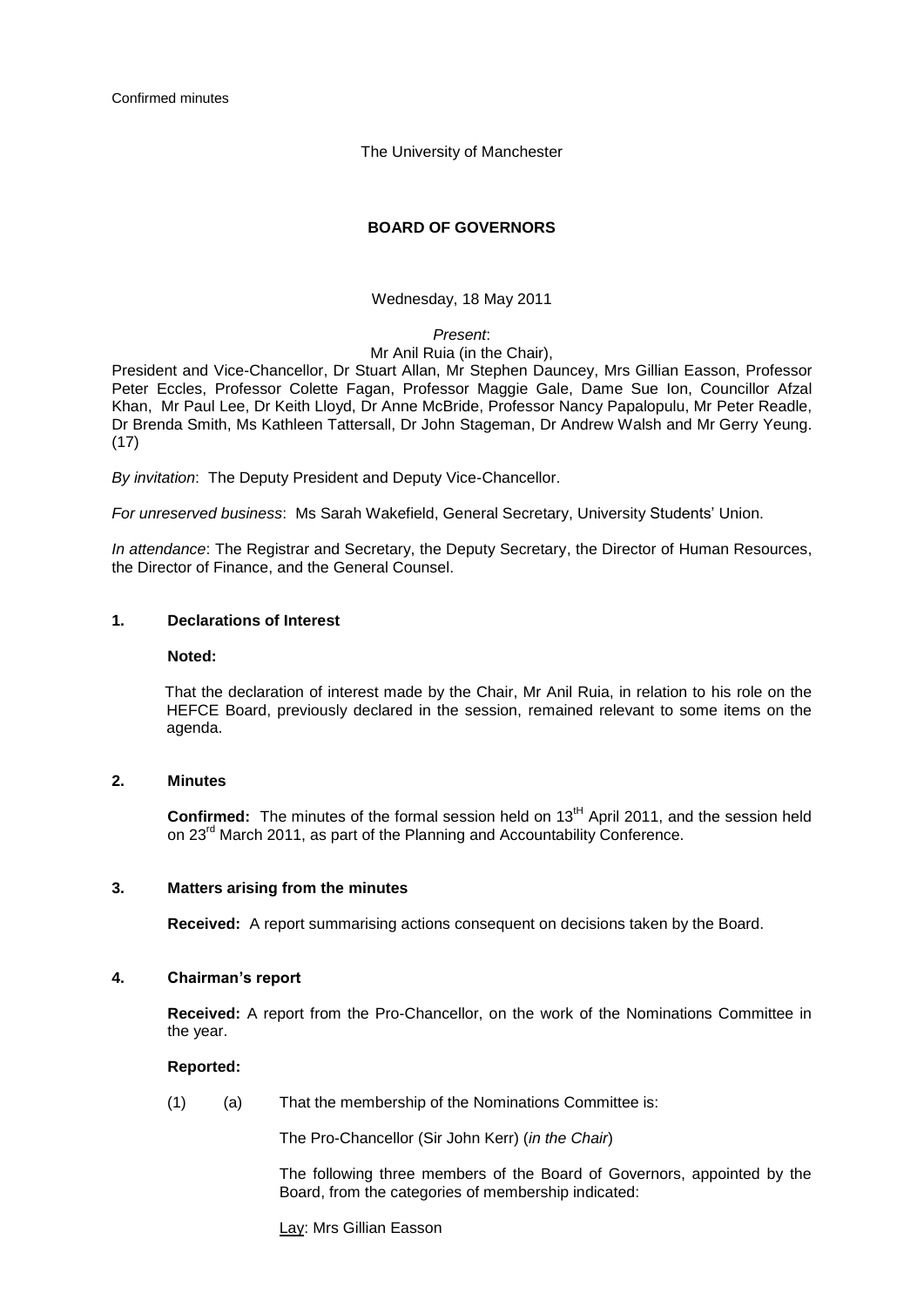Confirmed minutes

The University of Manchester

# BOARD OF GOVERNORS

Wednesday, 18 May 2011

*Present*:
Mr Anil Ruia (in the Chair),
President and Vice-Chancellor, Dr Stuart Allan, Mr Stephen Dauncey, Mrs Gillian Easson, Professor Peter Eccles, Professor Colette Fagan, Professor Maggie Gale, Dame Sue Ion, Councillor Afzal Khan, Mr Paul Lee, Dr Keith Lloyd, Dr Anne McBride, Professor Nancy Papalopulu, Mr Peter Readle, Dr Brenda Smith, Ms Kathleen Tattersall, Dr John Stageman, Dr Andrew Walsh and Mr Gerry Yeung. (17)

*By invitation*: The Deputy President and Deputy Vice-Chancellor.

*For unreserved business*: Ms Sarah Wakefield, General Secretary, University Students' Union.

*In attendance*: The Registrar and Secretary, the Deputy Secretary, the Director of Human Resources, the Director of Finance, and the General Counsel.

## 1. Declarations of Interest

**Noted:**

That the declaration of interest made by the Chair, Mr Anil Ruia, in relation to his role on the HEFCE Board, previously declared in the session, remained relevant to some items on the agenda.

## 2. Minutes

**Confirmed:** The minutes of the formal session held on 13tH April 2011, and the session held on 23rd March 2011, as part of the Planning and Accountability Conference.

## 3. Matters arising from the minutes

**Received:** A report summarising actions consequent on decisions taken by the Board.

## 4. Chairman's report

**Received:** A report from the Pro-Chancellor, on the work of the Nominations Committee in the year.

**Reported:**

(1) (a) That the membership of the Nominations Committee is:

The Pro-Chancellor (Sir John Kerr) (*in the Chair*)

The following three members of the Board of Governors, appointed by the Board, from the categories of membership indicated:

<u>Lay</u>: Mrs Gillian Easson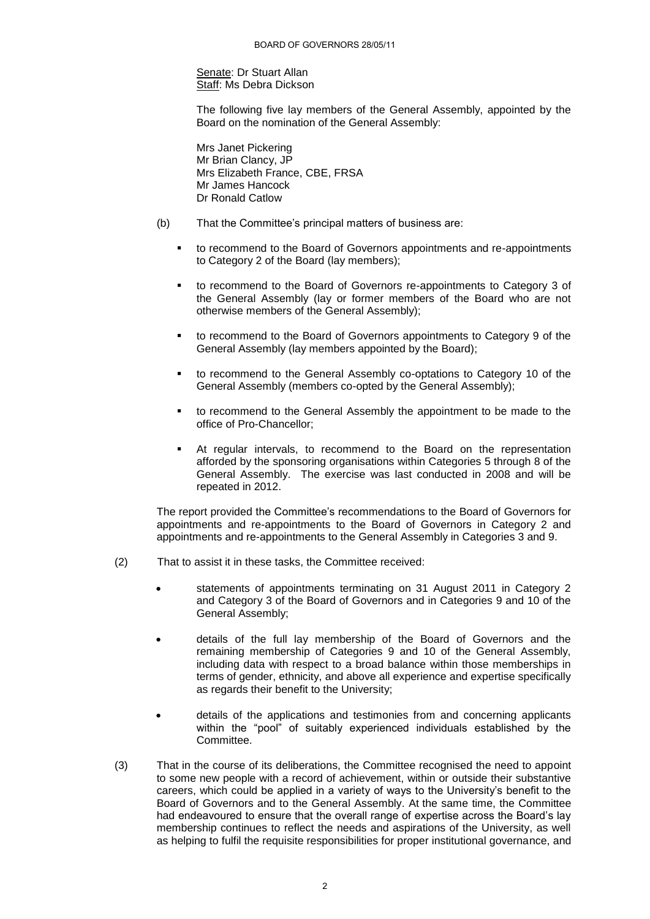<u>Senate</u>: Dr Stuart Allan
<u>Staff</u>: Ms Debra Dickson

The following five lay members of the General Assembly, appointed by the Board on the nomination of the General Assembly:

Mrs Janet Pickering
Mr Brian Clancy, JP
Mrs Elizabeth France, CBE, FRSA
Mr James Hancock
Dr Ronald Catlow

(b) That the Committee's principal matters of business are:

- to recommend to the Board of Governors appointments and re-appointments to Category 2 of the Board (lay members);
- to recommend to the Board of Governors re-appointments to Category 3 of the General Assembly (lay or former members of the Board who are not otherwise members of the General Assembly);
- to recommend to the Board of Governors appointments to Category 9 of the General Assembly (lay members appointed by the Board);
- to recommend to the General Assembly co-optations to Category 10 of the General Assembly (members co-opted by the General Assembly);
- to recommend to the General Assembly the appointment to be made to the office of Pro-Chancellor;
- At regular intervals, to recommend to the Board on the representation afforded by the sponsoring organisations within Categories 5 through 8 of the General Assembly. The exercise was last conducted in 2008 and will be repeated in 2012.

The report provided the Committee's recommendations to the Board of Governors for appointments and re-appointments to the Board of Governors in Category 2 and appointments and re-appointments to the General Assembly in Categories 3 and 9.

(2) That to assist it in these tasks, the Committee received:

- statements of appointments terminating on 31 August 2011 in Category 2 and Category 3 of the Board of Governors and in Categories 9 and 10 of the General Assembly;
- details of the full lay membership of the Board of Governors and the remaining membership of Categories 9 and 10 of the General Assembly, including data with respect to a broad balance within those memberships in terms of gender, ethnicity, and above all experience and expertise specifically as regards their benefit to the University;
- details of the applications and testimonies from and concerning applicants within the "pool" of suitably experienced individuals established by the Committee.

(3) That in the course of its deliberations, the Committee recognised the need to appoint to some new people with a record of achievement, within or outside their substantive careers, which could be applied in a variety of ways to the University's benefit to the Board of Governors and to the General Assembly. At the same time, the Committee had endeavoured to ensure that the overall range of expertise across the Board's lay membership continues to reflect the needs and aspirations of the University, as well as helping to fulfil the requisite responsibilities for proper institutional governance, and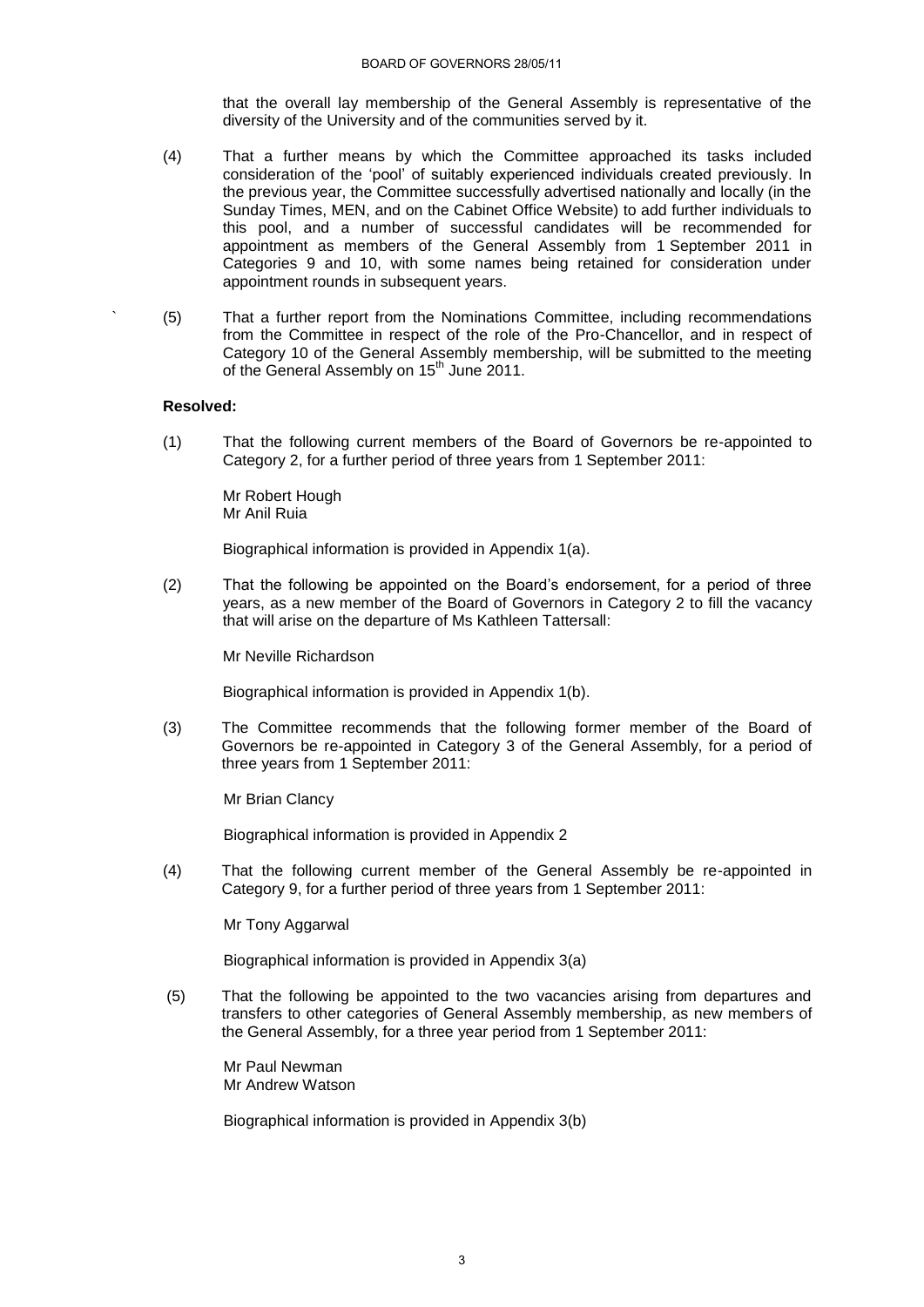that the overall lay membership of the General Assembly is representative of the diversity of the University and of the communities served by it.

(4) That a further means by which the Committee approached its tasks included consideration of the 'pool' of suitably experienced individuals created previously. In the previous year, the Committee successfully advertised nationally and locally (in the Sunday Times, MEN, and on the Cabinet Office Website) to add further individuals to this pool, and a number of successful candidates will be recommended for appointment as members of the General Assembly from 1 September 2011 in Categories 9 and 10, with some names being retained for consideration under appointment rounds in subsequent years.

(5) That a further report from the Nominations Committee, including recommendations from the Committee in respect of the role of the Pro-Chancellor, and in respect of Category 10 of the General Assembly membership, will be submitted to the meeting of the General Assembly on 15th June 2011.

**Resolved:**

(1) That the following current members of the Board of Governors be re-appointed to Category 2, for a further period of three years from 1 September 2011:

Mr Robert Hough
Mr Anil Ruia

Biographical information is provided in Appendix 1(a).

(2) That the following be appointed on the Board's endorsement, for a period of three years, as a new member of the Board of Governors in Category 2 to fill the vacancy that will arise on the departure of Ms Kathleen Tattersall:

Mr Neville Richardson

Biographical information is provided in Appendix 1(b).

(3) The Committee recommends that the following former member of the Board of Governors be re-appointed in Category 3 of the General Assembly, for a period of three years from 1 September 2011:

Mr Brian Clancy

Biographical information is provided in Appendix 2

(4) That the following current member of the General Assembly be re-appointed in Category 9, for a further period of three years from 1 September 2011:

Mr Tony Aggarwal

Biographical information is provided in Appendix 3(a)

(5) That the following be appointed to the two vacancies arising from departures and transfers to other categories of General Assembly membership, as new members of the General Assembly, for a three year period from 1 September 2011:

Mr Paul Newman
Mr Andrew Watson

Biographical information is provided in Appendix 3(b)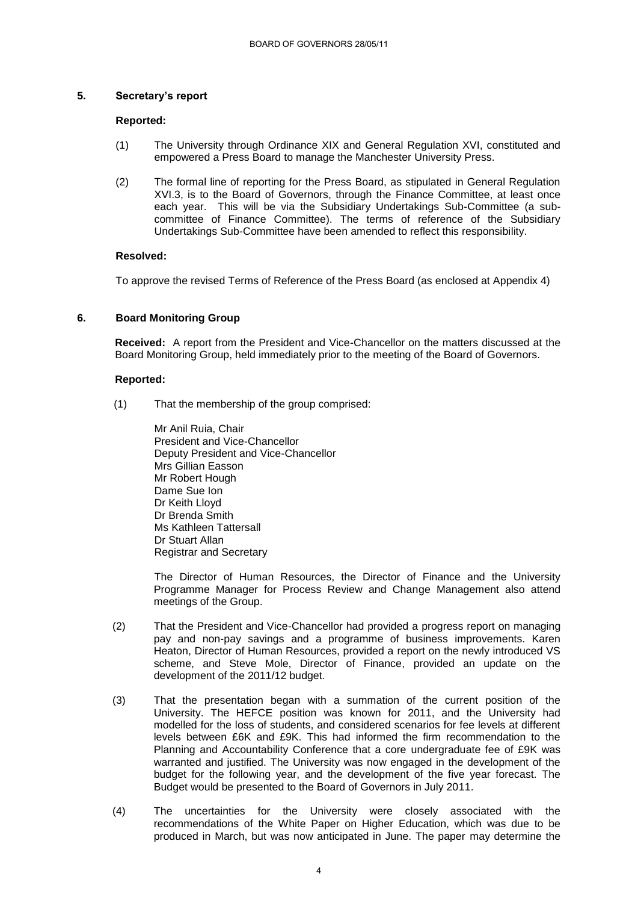## 5. Secretary's report

**Reported:**

(1) The University through Ordinance XIX and General Regulation XVI, constituted and empowered a Press Board to manage the Manchester University Press.

(2) The formal line of reporting for the Press Board, as stipulated in General Regulation XVI.3, is to the Board of Governors, through the Finance Committee, at least once each year. This will be via the Subsidiary Undertakings Sub-Committee (a sub-committee of Finance Committee). The terms of reference of the Subsidiary Undertakings Sub-Committee have been amended to reflect this responsibility.

**Resolved:**

To approve the revised Terms of Reference of the Press Board (as enclosed at Appendix 4)

## 6. Board Monitoring Group

**Received:** A report from the President and Vice-Chancellor on the matters discussed at the Board Monitoring Group, held immediately prior to the meeting of the Board of Governors.

**Reported:**

(1) That the membership of the group comprised:

Mr Anil Ruia, Chair
President and Vice-Chancellor
Deputy President and Vice-Chancellor
Mrs Gillian Easson
Mr Robert Hough
Dame Sue Ion
Dr Keith Lloyd
Dr Brenda Smith
Ms Kathleen Tattersall
Dr Stuart Allan
Registrar and Secretary

The Director of Human Resources, the Director of Finance and the University Programme Manager for Process Review and Change Management also attend meetings of the Group.

(2) That the President and Vice-Chancellor had provided a progress report on managing pay and non-pay savings and a programme of business improvements. Karen Heaton, Director of Human Resources, provided a report on the newly introduced VS scheme, and Steve Mole, Director of Finance, provided an update on the development of the 2011/12 budget.

(3) That the presentation began with a summation of the current position of the University. The HEFCE position was known for 2011, and the University had modelled for the loss of students, and considered scenarios for fee levels at different levels between £6K and £9K. This had informed the firm recommendation to the Planning and Accountability Conference that a core undergraduate fee of £9K was warranted and justified. The University was now engaged in the development of the budget for the following year, and the development of the five year forecast. The Budget would be presented to the Board of Governors in July 2011.

(4) The uncertainties for the University were closely associated with the recommendations of the White Paper on Higher Education, which was due to be produced in March, but was now anticipated in June. The paper may determine the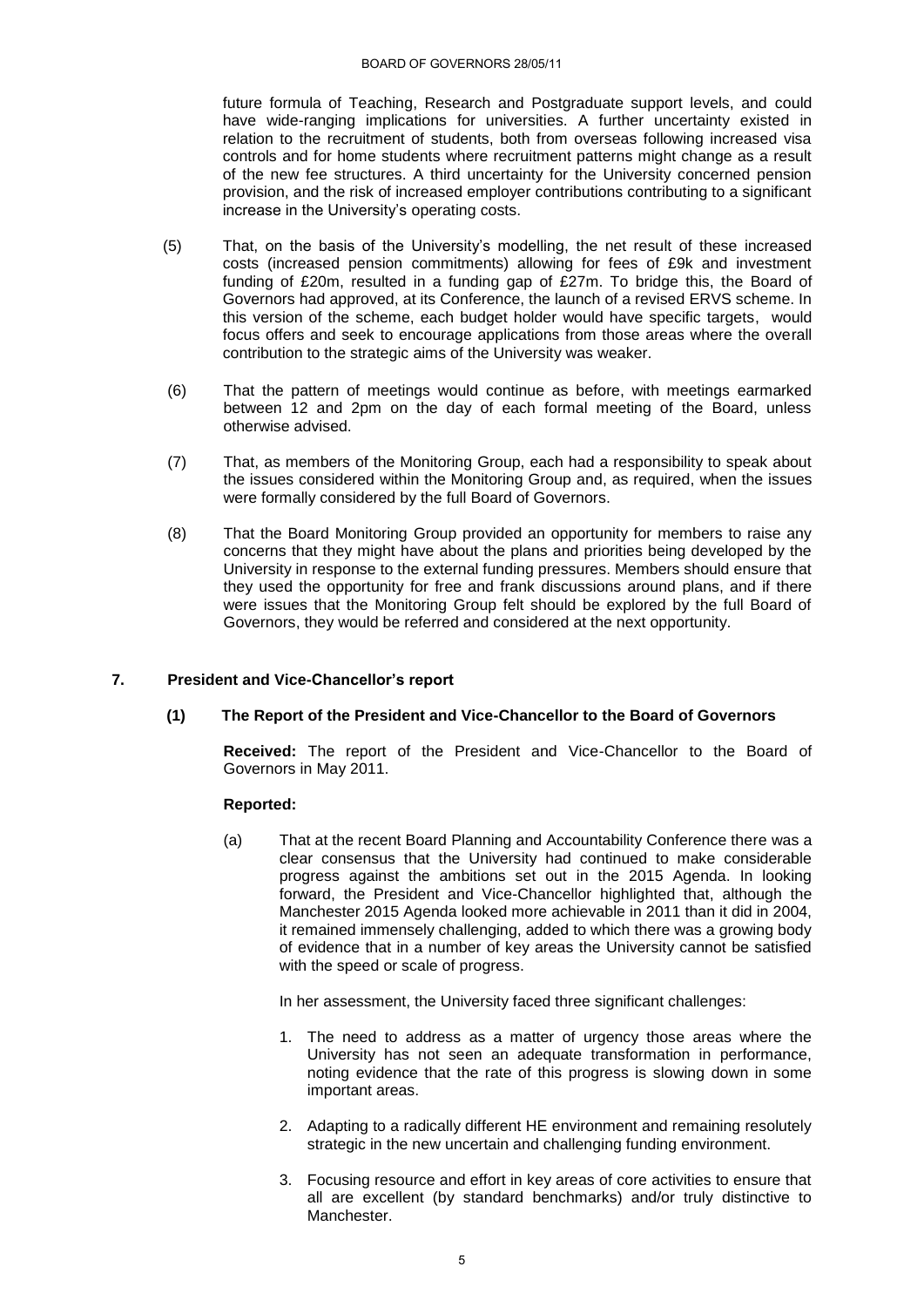future formula of Teaching, Research and Postgraduate support levels, and could have wide-ranging implications for universities. A further uncertainty existed in relation to the recruitment of students, both from overseas following increased visa controls and for home students where recruitment patterns might change as a result of the new fee structures. A third uncertainty for the University concerned pension provision, and the risk of increased employer contributions contributing to a significant increase in the University's operating costs.

(5) That, on the basis of the University's modelling, the net result of these increased costs (increased pension commitments) allowing for fees of £9k and investment funding of £20m, resulted in a funding gap of £27m. To bridge this, the Board of Governors had approved, at its Conference, the launch of a revised ERVS scheme. In this version of the scheme, each budget holder would have specific targets, would focus offers and seek to encourage applications from those areas where the overall contribution to the strategic aims of the University was weaker.

(6) That the pattern of meetings would continue as before, with meetings earmarked between 12 and 2pm on the day of each formal meeting of the Board, unless otherwise advised.

(7) That, as members of the Monitoring Group, each had a responsibility to speak about the issues considered within the Monitoring Group and, as required, when the issues were formally considered by the full Board of Governors.

(8) That the Board Monitoring Group provided an opportunity for members to raise any concerns that they might have about the plans and priorities being developed by the University in response to the external funding pressures. Members should ensure that they used the opportunity for free and frank discussions around plans, and if there were issues that the Monitoring Group felt should be explored by the full Board of Governors, they would be referred and considered at the next opportunity.

## 7. President and Vice-Chancellor's report

### (1) The Report of the President and Vice-Chancellor to the Board of Governors

**Received:** The report of the President and Vice-Chancellor to the Board of Governors in May 2011.

**Reported:**

(a) That at the recent Board Planning and Accountability Conference there was a clear consensus that the University had continued to make considerable progress against the ambitions set out in the 2015 Agenda. In looking forward, the President and Vice-Chancellor highlighted that, although the Manchester 2015 Agenda looked more achievable in 2011 than it did in 2004, it remained immensely challenging, added to which there was a growing body of evidence that in a number of key areas the University cannot be satisfied with the speed or scale of progress.

In her assessment, the University faced three significant challenges:

1. The need to address as a matter of urgency those areas where the University has not seen an adequate transformation in performance, noting evidence that the rate of this progress is slowing down in some important areas.
2. Adapting to a radically different HE environment and remaining resolutely strategic in the new uncertain and challenging funding environment.
3. Focusing resource and effort in key areas of core activities to ensure that all are excellent (by standard benchmarks) and/or truly distinctive to Manchester.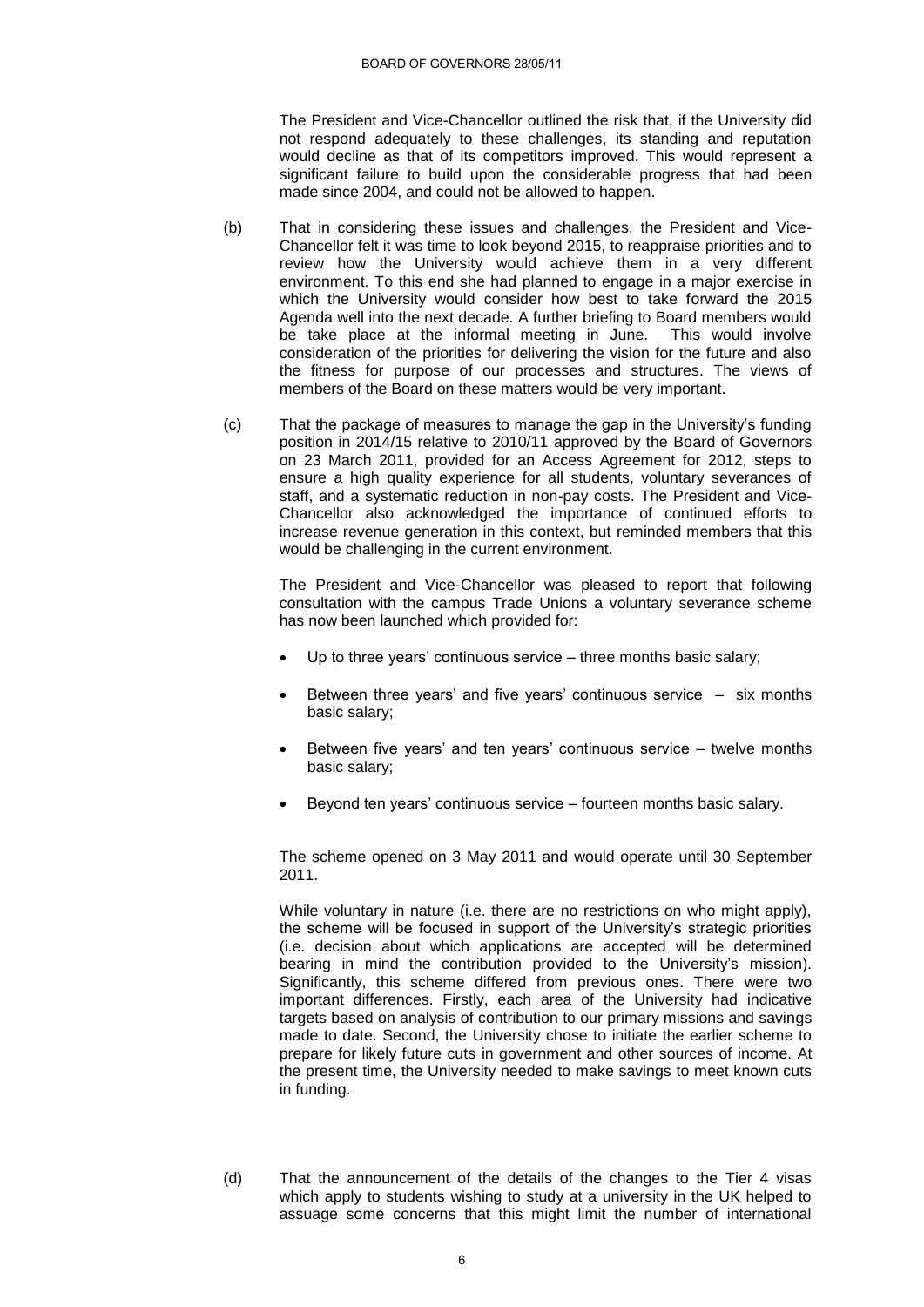The President and Vice-Chancellor outlined the risk that, if the University did not respond adequately to these challenges, its standing and reputation would decline as that of its competitors improved. This would represent a significant failure to build upon the considerable progress that had been made since 2004, and could not be allowed to happen.

(b) That in considering these issues and challenges, the President and Vice-Chancellor felt it was time to look beyond 2015, to reappraise priorities and to review how the University would achieve them in a very different environment. To this end she had planned to engage in a major exercise in which the University would consider how best to take forward the 2015 Agenda well into the next decade. A further briefing to Board members would be take place at the informal meeting in June. This would involve consideration of the priorities for delivering the vision for the future and also the fitness for purpose of our processes and structures. The views of members of the Board on these matters would be very important.

(c) That the package of measures to manage the gap in the University's funding position in 2014/15 relative to 2010/11 approved by the Board of Governors on 23 March 2011, provided for an Access Agreement for 2012, steps to ensure a high quality experience for all students, voluntary severances of staff, and a systematic reduction in non-pay costs. The President and Vice-Chancellor also acknowledged the importance of continued efforts to increase revenue generation in this context, but reminded members that this would be challenging in the current environment.

The President and Vice-Chancellor was pleased to report that following consultation with the campus Trade Unions a voluntary severance scheme has now been launched which provided for:

- Up to three years' continuous service – three months basic salary;
- Between three years' and five years' continuous service – six months basic salary;
- Between five years' and ten years' continuous service – twelve months basic salary;
- Beyond ten years' continuous service – fourteen months basic salary.

The scheme opened on 3 May 2011 and would operate until 30 September 2011.

While voluntary in nature (i.e. there are no restrictions on who might apply), the scheme will be focused in support of the University's strategic priorities (i.e. decision about which applications are accepted will be determined bearing in mind the contribution provided to the University's mission). Significantly, this scheme differed from previous ones. There were two important differences. Firstly, each area of the University had indicative targets based on analysis of contribution to our primary missions and savings made to date. Second, the University chose to initiate the earlier scheme to prepare for likely future cuts in government and other sources of income. At the present time, the University needed to make savings to meet known cuts in funding.

(d) That the announcement of the details of the changes to the Tier 4 visas which apply to students wishing to study at a university in the UK helped to assuage some concerns that this might limit the number of international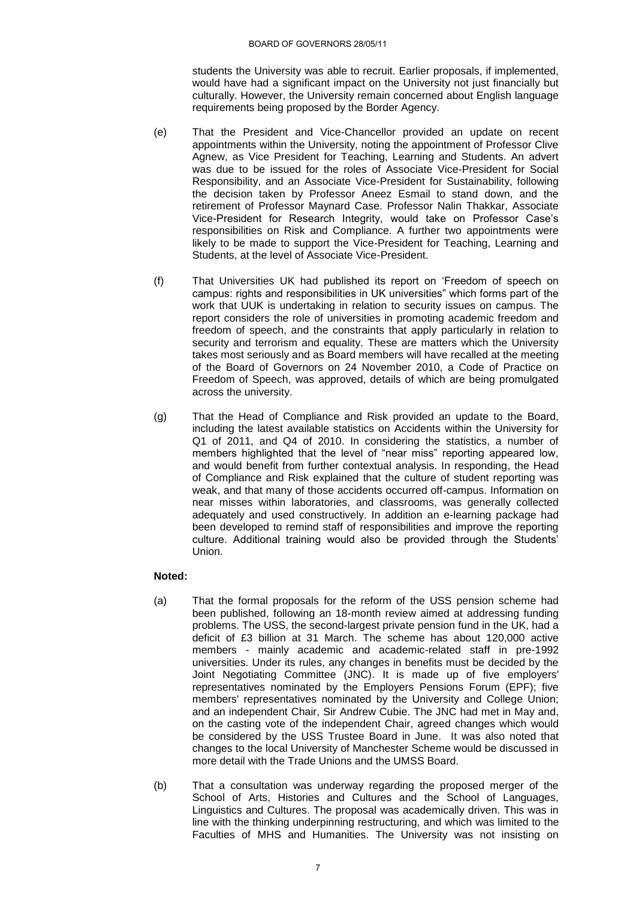students the University was able to recruit. Earlier proposals, if implemented, would have had a significant impact on the University not just financially but culturally. However, the University remain concerned about English language requirements being proposed by the Border Agency.

(e) That the President and Vice-Chancellor provided an update on recent appointments within the University, noting the appointment of Professor Clive Agnew, as Vice President for Teaching, Learning and Students. An advert was due to be issued for the roles of Associate Vice-President for Social Responsibility, and an Associate Vice-President for Sustainability, following the decision taken by Professor Aneez Esmail to stand down, and the retirement of Professor Maynard Case. Professor Nalin Thakkar, Associate Vice-President for Research Integrity, would take on Professor Case's responsibilities on Risk and Compliance. A further two appointments were likely to be made to support the Vice-President for Teaching, Learning and Students, at the level of Associate Vice-President.

(f) That Universities UK had published its report on 'Freedom of speech on campus: rights and responsibilities in UK universities" which forms part of the work that UUK is undertaking in relation to security issues on campus. The report considers the role of universities in promoting academic freedom and freedom of speech, and the constraints that apply particularly in relation to security and terrorism and equality. These are matters which the University takes most seriously and as Board members will have recalled at the meeting of the Board of Governors on 24 November 2010, a Code of Practice on Freedom of Speech, was approved, details of which are being promulgated across the university.

(g) That the Head of Compliance and Risk provided an update to the Board, including the latest available statistics on Accidents within the University for Q1 of 2011, and Q4 of 2010. In considering the statistics, a number of members highlighted that the level of "near miss" reporting appeared low, and would benefit from further contextual analysis. In responding, the Head of Compliance and Risk explained that the culture of student reporting was weak, and that many of those accidents occurred off-campus. Information on near misses within laboratories, and classrooms, was generally collected adequately and used constructively. In addition an e-learning package had been developed to remind staff of responsibilities and improve the reporting culture. Additional training would also be provided through the Students' Union.

**Noted:**

(a) That the formal proposals for the reform of the USS pension scheme had been published, following an 18-month review aimed at addressing funding problems. The USS, the second-largest private pension fund in the UK, had a deficit of £3 billion at 31 March. The scheme has about 120,000 active members - mainly academic and academic-related staff in pre-1992 universities. Under its rules, any changes in benefits must be decided by the Joint Negotiating Committee (JNC). It is made up of five employers' representatives nominated by the Employers Pensions Forum (EPF); five members' representatives nominated by the University and College Union; and an independent Chair, Sir Andrew Cubie. The JNC had met in May and, on the casting vote of the independent Chair, agreed changes which would be considered by the USS Trustee Board in June. It was also noted that changes to the local University of Manchester Scheme would be discussed in more detail with the Trade Unions and the UMSS Board.

(b) That a consultation was underway regarding the proposed merger of the School of Arts, Histories and Cultures and the School of Languages, Linguistics and Cultures. The proposal was academically driven. This was in line with the thinking underpinning restructuring, and which was limited to the Faculties of MHS and Humanities. The University was not insisting on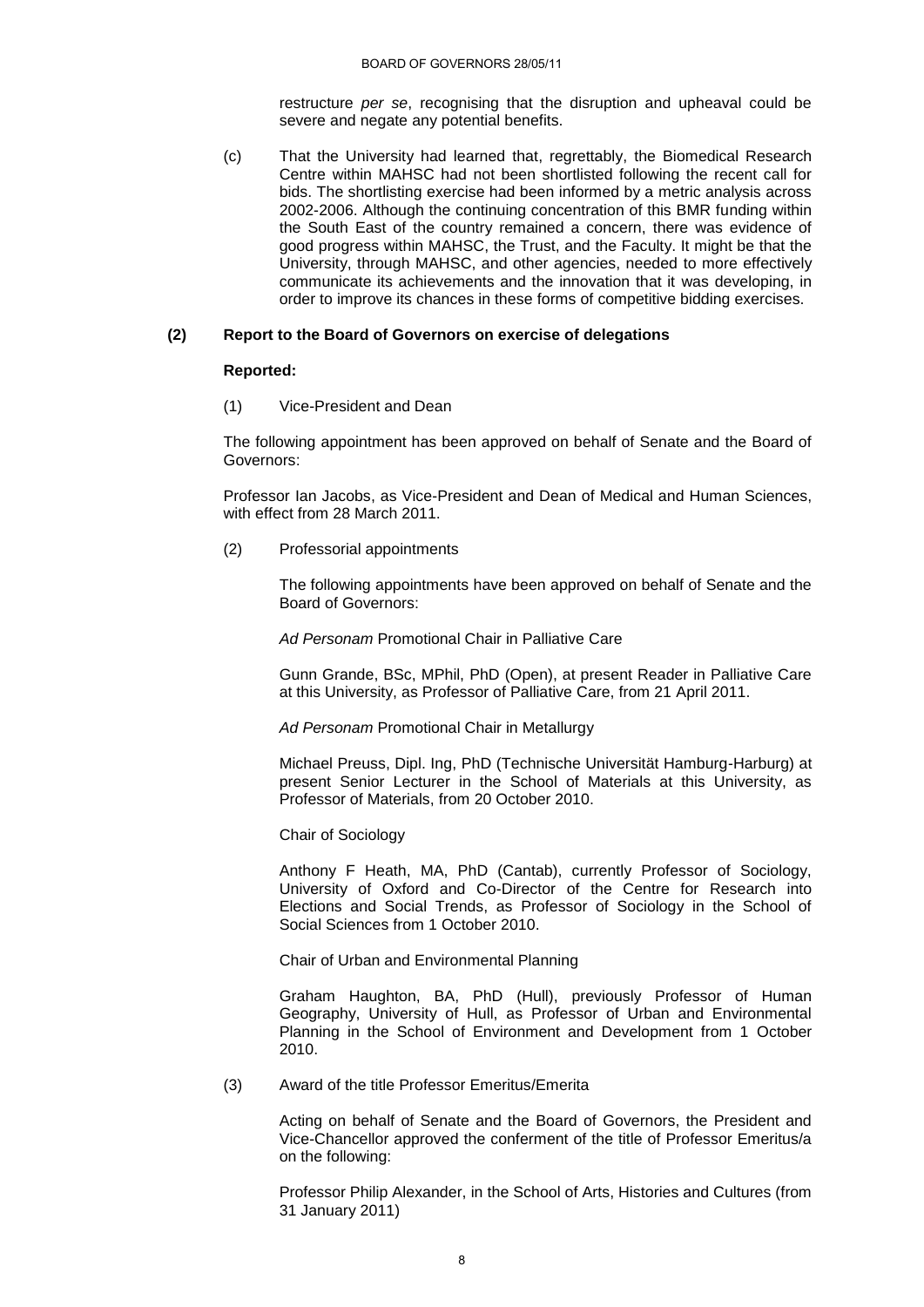restructure *per se*, recognising that the disruption and upheaval could be severe and negate any potential benefits.

(c) That the University had learned that, regrettably, the Biomedical Research Centre within MAHSC had not been shortlisted following the recent call for bids. The shortlisting exercise had been informed by a metric analysis across 2002-2006. Although the continuing concentration of this BMR funding within the South East of the country remained a concern, there was evidence of good progress within MAHSC, the Trust, and the Faculty. It might be that the University, through MAHSC, and other agencies, needed to more effectively communicate its achievements and the innovation that it was developing, in order to improve its chances in these forms of competitive bidding exercises.

**(2) Report to the Board of Governors on exercise of delegations**

**Reported:**

(1) Vice-President and Dean

The following appointment has been approved on behalf of Senate and the Board of Governors:

Professor Ian Jacobs, as Vice-President and Dean of Medical and Human Sciences, with effect from 28 March 2011.

(2) Professorial appointments

The following appointments have been approved on behalf of Senate and the Board of Governors:

*Ad Personam* Promotional Chair in Palliative Care

Gunn Grande, BSc, MPhil, PhD (Open), at present Reader in Palliative Care at this University, as Professor of Palliative Care, from 21 April 2011.

*Ad Personam* Promotional Chair in Metallurgy

Michael Preuss, Dipl. Ing, PhD (Technische Universität Hamburg-Harburg) at present Senior Lecturer in the School of Materials at this University, as Professor of Materials, from 20 October 2010.

Chair of Sociology

Anthony F Heath, MA, PhD (Cantab), currently Professor of Sociology, University of Oxford and Co-Director of the Centre for Research into Elections and Social Trends, as Professor of Sociology in the School of Social Sciences from 1 October 2010.

Chair of Urban and Environmental Planning

Graham Haughton, BA, PhD (Hull), previously Professor of Human Geography, University of Hull, as Professor of Urban and Environmental Planning in the School of Environment and Development from 1 October 2010.

(3) Award of the title Professor Emeritus/Emerita

Acting on behalf of Senate and the Board of Governors, the President and Vice-Chancellor approved the conferment of the title of Professor Emeritus/a on the following:

Professor Philip Alexander, in the School of Arts, Histories and Cultures (from 31 January 2011)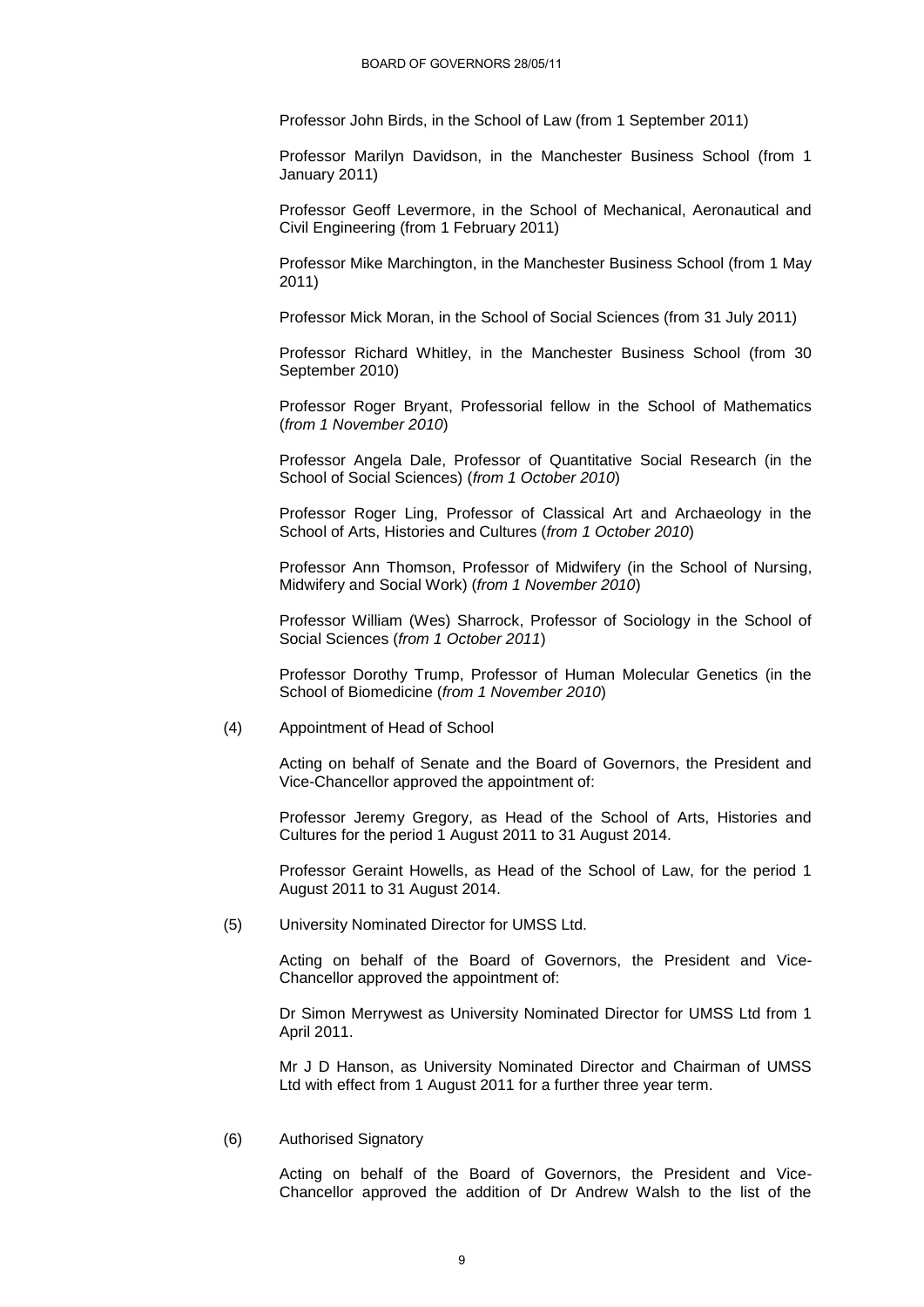Professor John Birds, in the School of Law (from 1 September 2011)

Professor Marilyn Davidson, in the Manchester Business School (from 1 January 2011)

Professor Geoff Levermore, in the School of Mechanical, Aeronautical and Civil Engineering (from 1 February 2011)

Professor Mike Marchington, in the Manchester Business School (from 1 May 2011)

Professor Mick Moran, in the School of Social Sciences (from 31 July 2011)

Professor Richard Whitley, in the Manchester Business School (from 30 September 2010)

Professor Roger Bryant, Professorial fellow in the School of Mathematics (*from 1 November 2010*)

Professor Angela Dale, Professor of Quantitative Social Research (in the School of Social Sciences) (*from 1 October 2010*)

Professor Roger Ling, Professor of Classical Art and Archaeology in the School of Arts, Histories and Cultures (*from 1 October 2010*)

Professor Ann Thomson, Professor of Midwifery (in the School of Nursing, Midwifery and Social Work) (*from 1 November 2010*)

Professor William (Wes) Sharrock, Professor of Sociology in the School of Social Sciences (*from 1 October 2011*)

Professor Dorothy Trump, Professor of Human Molecular Genetics (in the School of Biomedicine (*from 1 November 2010*)

(4) Appointment of Head of School

Acting on behalf of Senate and the Board of Governors, the President and Vice-Chancellor approved the appointment of:

Professor Jeremy Gregory, as Head of the School of Arts, Histories and Cultures for the period 1 August 2011 to 31 August 2014.

Professor Geraint Howells, as Head of the School of Law, for the period 1 August 2011 to 31 August 2014.

(5) University Nominated Director for UMSS Ltd.

Acting on behalf of the Board of Governors, the President and Vice-Chancellor approved the appointment of:

Dr Simon Merrywest as University Nominated Director for UMSS Ltd from 1 April 2011.

Mr J D Hanson, as University Nominated Director and Chairman of UMSS Ltd with effect from 1 August 2011 for a further three year term.

(6) Authorised Signatory

Acting on behalf of the Board of Governors, the President and Vice-Chancellor approved the addition of Dr Andrew Walsh to the list of the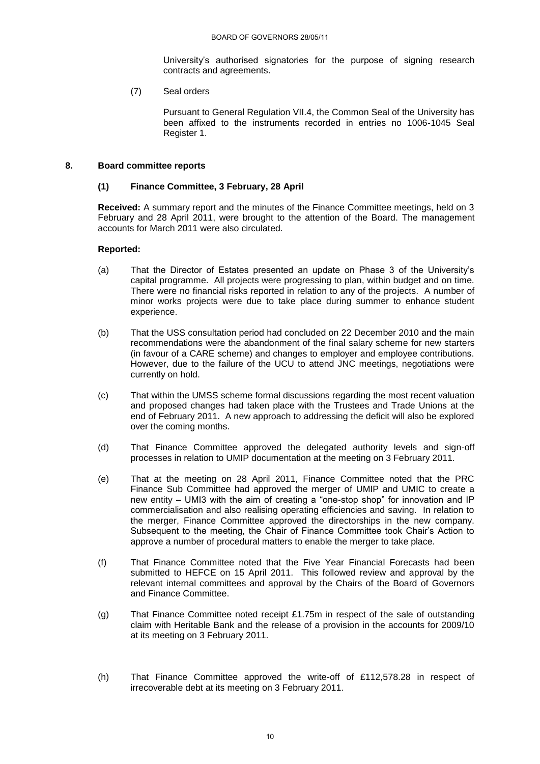University's authorised signatories for the purpose of signing research contracts and agreements.

(7) Seal orders

Pursuant to General Regulation VII.4, the Common Seal of the University has been affixed to the instruments recorded in entries no 1006-1045 Seal Register 1.

## 8. Board committee reports

### (1) Finance Committee, 3 February, 28 April

**Received:** A summary report and the minutes of the Finance Committee meetings, held on 3 February and 28 April 2011, were brought to the attention of the Board. The management accounts for March 2011 were also circulated.

**Reported:**

(a) That the Director of Estates presented an update on Phase 3 of the University's capital programme. All projects were progressing to plan, within budget and on time. There were no financial risks reported in relation to any of the projects. A number of minor works projects were due to take place during summer to enhance student experience.

(b) That the USS consultation period had concluded on 22 December 2010 and the main recommendations were the abandonment of the final salary scheme for new starters (in favour of a CARE scheme) and changes to employer and employee contributions. However, due to the failure of the UCU to attend JNC meetings, negotiations were currently on hold.

(c) That within the UMSS scheme formal discussions regarding the most recent valuation and proposed changes had taken place with the Trustees and Trade Unions at the end of February 2011. A new approach to addressing the deficit will also be explored over the coming months.

(d) That Finance Committee approved the delegated authority levels and sign-off processes in relation to UMIP documentation at the meeting on 3 February 2011.

(e) That at the meeting on 28 April 2011, Finance Committee noted that the PRC Finance Sub Committee had approved the merger of UMIP and UMIC to create a new entity – UMI3 with the aim of creating a "one-stop shop" for innovation and IP commercialisation and also realising operating efficiencies and saving. In relation to the merger, Finance Committee approved the directorships in the new company. Subsequent to the meeting, the Chair of Finance Committee took Chair's Action to approve a number of procedural matters to enable the merger to take place.

(f) That Finance Committee noted that the Five Year Financial Forecasts had been submitted to HEFCE on 15 April 2011. This followed review and approval by the relevant internal committees and approval by the Chairs of the Board of Governors and Finance Committee.

(g) That Finance Committee noted receipt £1.75m in respect of the sale of outstanding claim with Heritable Bank and the release of a provision in the accounts for 2009/10 at its meeting on 3 February 2011.

(h) That Finance Committee approved the write-off of £112,578.28 in respect of irrecoverable debt at its meeting on 3 February 2011.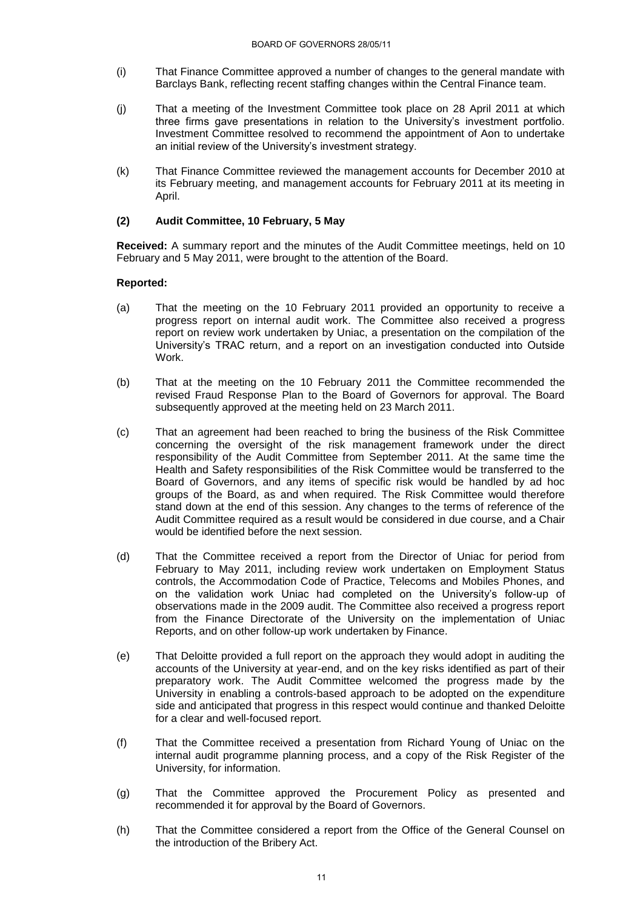(i) That Finance Committee approved a number of changes to the general mandate with Barclays Bank, reflecting recent staffing changes within the Central Finance team.

(j) That a meeting of the Investment Committee took place on 28 April 2011 at which three firms gave presentations in relation to the University's investment portfolio. Investment Committee resolved to recommend the appointment of Aon to undertake an initial review of the University's investment strategy.

(k) That Finance Committee reviewed the management accounts for December 2010 at its February meeting, and management accounts for February 2011 at its meeting in April.

**(2) Audit Committee, 10 February, 5 May**

**Received:** A summary report and the minutes of the Audit Committee meetings, held on 10 February and 5 May 2011, were brought to the attention of the Board.

**Reported:**

(a) That the meeting on the 10 February 2011 provided an opportunity to receive a progress report on internal audit work. The Committee also received a progress report on review work undertaken by Uniac, a presentation on the compilation of the University's TRAC return, and a report on an investigation conducted into Outside Work.

(b) That at the meeting on the 10 February 2011 the Committee recommended the revised Fraud Response Plan to the Board of Governors for approval. The Board subsequently approved at the meeting held on 23 March 2011.

(c) That an agreement had been reached to bring the business of the Risk Committee concerning the oversight of the risk management framework under the direct responsibility of the Audit Committee from September 2011. At the same time the Health and Safety responsibilities of the Risk Committee would be transferred to the Board of Governors, and any items of specific risk would be handled by ad hoc groups of the Board, as and when required. The Risk Committee would therefore stand down at the end of this session. Any changes to the terms of reference of the Audit Committee required as a result would be considered in due course, and a Chair would be identified before the next session.

(d) That the Committee received a report from the Director of Uniac for period from February to May 2011, including review work undertaken on Employment Status controls, the Accommodation Code of Practice, Telecoms and Mobiles Phones, and on the validation work Uniac had completed on the University's follow-up of observations made in the 2009 audit. The Committee also received a progress report from the Finance Directorate of the University on the implementation of Uniac Reports, and on other follow-up work undertaken by Finance.

(e) That Deloitte provided a full report on the approach they would adopt in auditing the accounts of the University at year-end, and on the key risks identified as part of their preparatory work. The Audit Committee welcomed the progress made by the University in enabling a controls-based approach to be adopted on the expenditure side and anticipated that progress in this respect would continue and thanked Deloitte for a clear and well-focused report.

(f) That the Committee received a presentation from Richard Young of Uniac on the internal audit programme planning process, and a copy of the Risk Register of the University, for information.

(g) That the Committee approved the Procurement Policy as presented and recommended it for approval by the Board of Governors.

(h) That the Committee considered a report from the Office of the General Counsel on the introduction of the Bribery Act.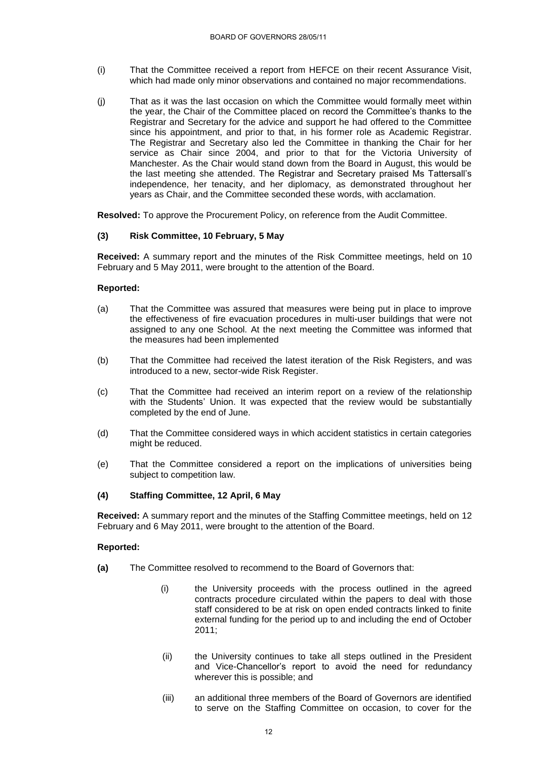(i) That the Committee received a report from HEFCE on their recent Assurance Visit, which had made only minor observations and contained no major recommendations.

(j) That as it was the last occasion on which the Committee would formally meet within the year, the Chair of the Committee placed on record the Committee's thanks to the Registrar and Secretary for the advice and support he had offered to the Committee since his appointment, and prior to that, in his former role as Academic Registrar. The Registrar and Secretary also led the Committee in thanking the Chair for her service as Chair since 2004, and prior to that for the Victoria University of Manchester. As the Chair would stand down from the Board in August, this would be the last meeting she attended. The Registrar and Secretary praised Ms Tattersall's independence, her tenacity, and her diplomacy, as demonstrated throughout her years as Chair, and the Committee seconded these words, with acclamation.

**Resolved:** To approve the Procurement Policy, on reference from the Audit Committee.

### (3) Risk Committee, 10 February, 5 May

**Received:** A summary report and the minutes of the Risk Committee meetings, held on 10 February and 5 May 2011, were brought to the attention of the Board.

**Reported:**

(a) That the Committee was assured that measures were being put in place to improve the effectiveness of fire evacuation procedures in multi-user buildings that were not assigned to any one School. At the next meeting the Committee was informed that the measures had been implemented

(b) That the Committee had received the latest iteration of the Risk Registers, and was introduced to a new, sector-wide Risk Register.

(c) That the Committee had received an interim report on a review of the relationship with the Students' Union. It was expected that the review would be substantially completed by the end of June.

(d) That the Committee considered ways in which accident statistics in certain categories might be reduced.

(e) That the Committee considered a report on the implications of universities being subject to competition law.

### (4) Staffing Committee, 12 April, 6 May

**Received:** A summary report and the minutes of the Staffing Committee meetings, held on 12 February and 6 May 2011, were brought to the attention of the Board.

**Reported:**

**(a)** The Committee resolved to recommend to the Board of Governors that:

(i) the University proceeds with the process outlined in the agreed contracts procedure circulated within the papers to deal with those staff considered to be at risk on open ended contracts linked to finite external funding for the period up to and including the end of October 2011;

(ii) the University continues to take all steps outlined in the President and Vice-Chancellor's report to avoid the need for redundancy wherever this is possible; and

(iii) an additional three members of the Board of Governors are identified to serve on the Staffing Committee on occasion, to cover for the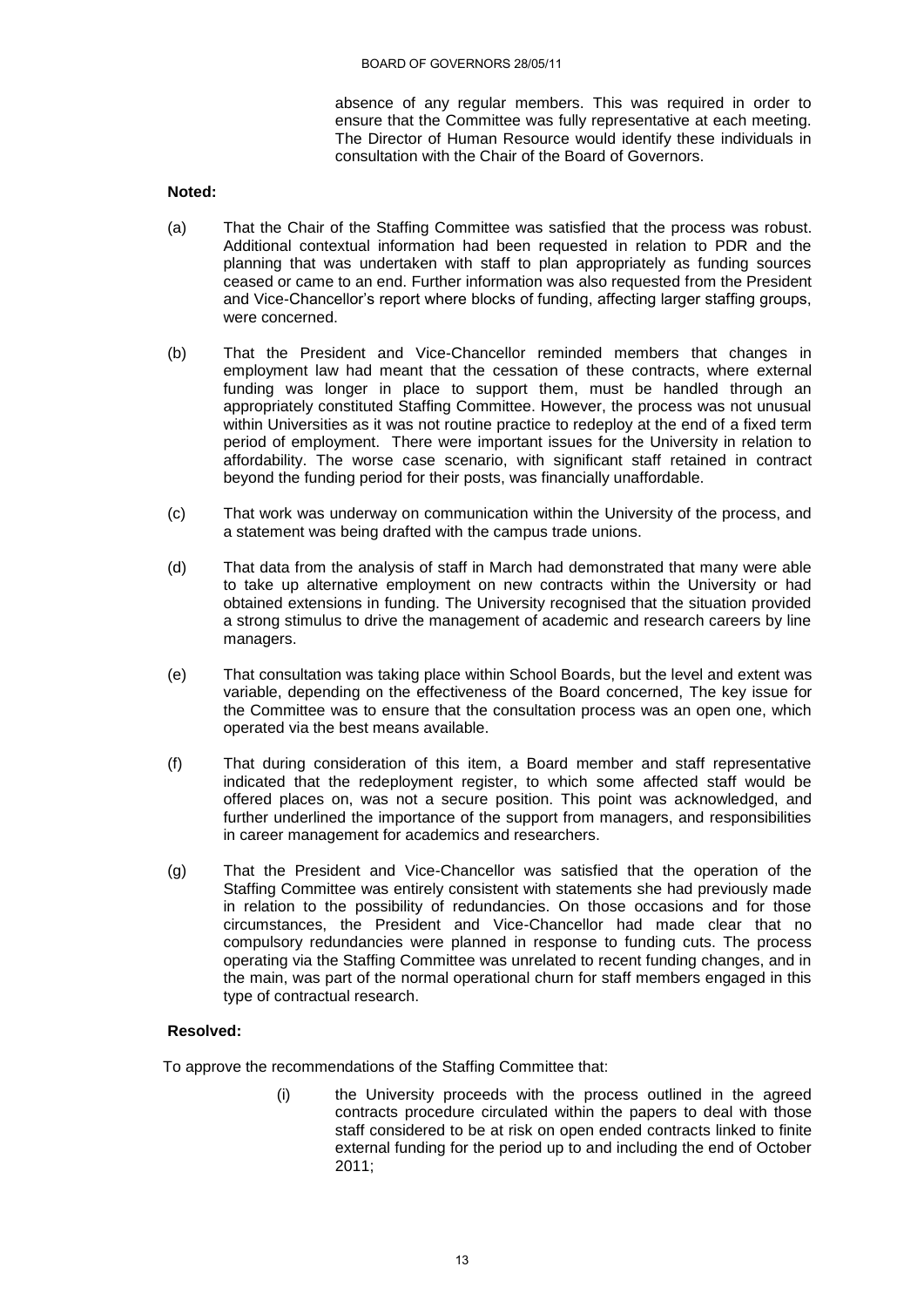absence of any regular members. This was required in order to ensure that the Committee was fully representative at each meeting. The Director of Human Resource would identify these individuals in consultation with the Chair of the Board of Governors.

**Noted:**

(a) That the Chair of the Staffing Committee was satisfied that the process was robust. Additional contextual information had been requested in relation to PDR and the planning that was undertaken with staff to plan appropriately as funding sources ceased or came to an end. Further information was also requested from the President and Vice-Chancellor's report where blocks of funding, affecting larger staffing groups, were concerned.

(b) That the President and Vice-Chancellor reminded members that changes in employment law had meant that the cessation of these contracts, where external funding was longer in place to support them, must be handled through an appropriately constituted Staffing Committee. However, the process was not unusual within Universities as it was not routine practice to redeploy at the end of a fixed term period of employment. There were important issues for the University in relation to affordability. The worse case scenario, with significant staff retained in contract beyond the funding period for their posts, was financially unaffordable.

(c) That work was underway on communication within the University of the process, and a statement was being drafted with the campus trade unions.

(d) That data from the analysis of staff in March had demonstrated that many were able to take up alternative employment on new contracts within the University or had obtained extensions in funding. The University recognised that the situation provided a strong stimulus to drive the management of academic and research careers by line managers.

(e) That consultation was taking place within School Boards, but the level and extent was variable, depending on the effectiveness of the Board concerned, The key issue for the Committee was to ensure that the consultation process was an open one, which operated via the best means available.

(f) That during consideration of this item, a Board member and staff representative indicated that the redeployment register, to which some affected staff would be offered places on, was not a secure position. This point was acknowledged, and further underlined the importance of the support from managers, and responsibilities in career management for academics and researchers.

(g) That the President and Vice-Chancellor was satisfied that the operation of the Staffing Committee was entirely consistent with statements she had previously made in relation to the possibility of redundancies. On those occasions and for those circumstances, the President and Vice-Chancellor had made clear that no compulsory redundancies were planned in response to funding cuts. The process operating via the Staffing Committee was unrelated to recent funding changes, and in the main, was part of the normal operational churn for staff members engaged in this type of contractual research.

**Resolved:**

To approve the recommendations of the Staffing Committee that:

(i) the University proceeds with the process outlined in the agreed contracts procedure circulated within the papers to deal with those staff considered to be at risk on open ended contracts linked to finite external funding for the period up to and including the end of October 2011;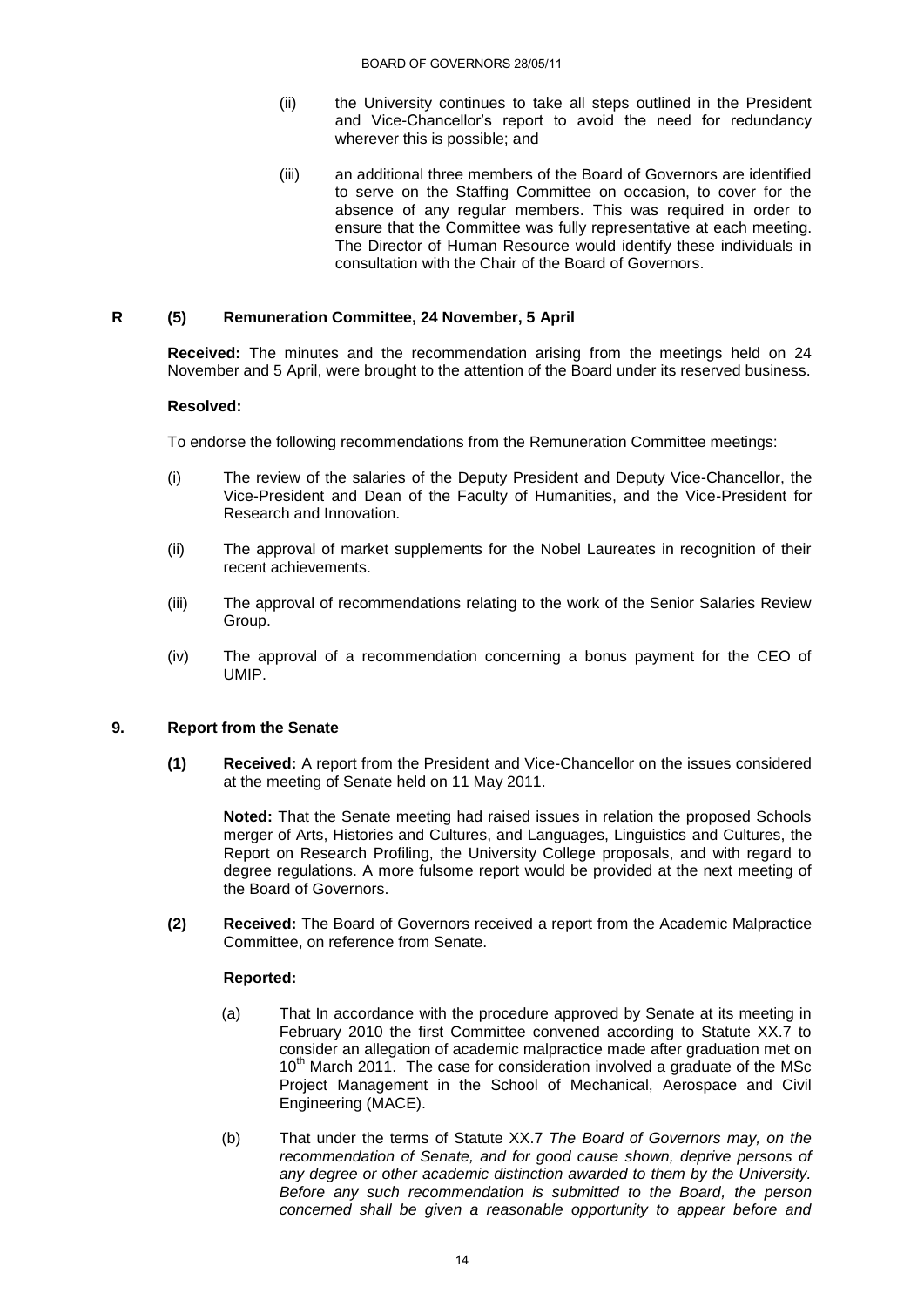(ii) the University continues to take all steps outlined in the President and Vice-Chancellor's report to avoid the need for redundancy wherever this is possible; and

(iii) an additional three members of the Board of Governors are identified to serve on the Staffing Committee on occasion, to cover for the absence of any regular members. This was required in order to ensure that the Committee was fully representative at each meeting. The Director of Human Resource would identify these individuals in consultation with the Chair of the Board of Governors.

**R (5) Remuneration Committee, 24 November, 5 April**

**Received:** The minutes and the recommendation arising from the meetings held on 24 November and 5 April, were brought to the attention of the Board under its reserved business.

**Resolved:**

To endorse the following recommendations from the Remuneration Committee meetings:

(i) The review of the salaries of the Deputy President and Deputy Vice-Chancellor, the Vice-President and Dean of the Faculty of Humanities, and the Vice-President for Research and Innovation.

(ii) The approval of market supplements for the Nobel Laureates in recognition of their recent achievements.

(iii) The approval of recommendations relating to the work of the Senior Salaries Review Group.

(iv) The approval of a recommendation concerning a bonus payment for the CEO of UMIP.

## 9. Report from the Senate

**(1) Received:** A report from the President and Vice-Chancellor on the issues considered at the meeting of Senate held on 11 May 2011.

**Noted:** That the Senate meeting had raised issues in relation the proposed Schools merger of Arts, Histories and Cultures, and Languages, Linguistics and Cultures, the Report on Research Profiling, the University College proposals, and with regard to degree regulations. A more fulsome report would be provided at the next meeting of the Board of Governors.

**(2) Received:** The Board of Governors received a report from the Academic Malpractice Committee, on reference from Senate.

**Reported:**

(a) That In accordance with the procedure approved by Senate at its meeting in February 2010 the first Committee convened according to Statute XX.7 to consider an allegation of academic malpractice made after graduation met on 10th March 2011. The case for consideration involved a graduate of the MSc Project Management in the School of Mechanical, Aerospace and Civil Engineering (MACE).

(b) That under the terms of Statute XX.7 *The Board of Governors may, on the recommendation of Senate, and for good cause shown, deprive persons of any degree or other academic distinction awarded to them by the University. Before any such recommendation is submitted to the Board, the person concerned shall be given a reasonable opportunity to appear before and*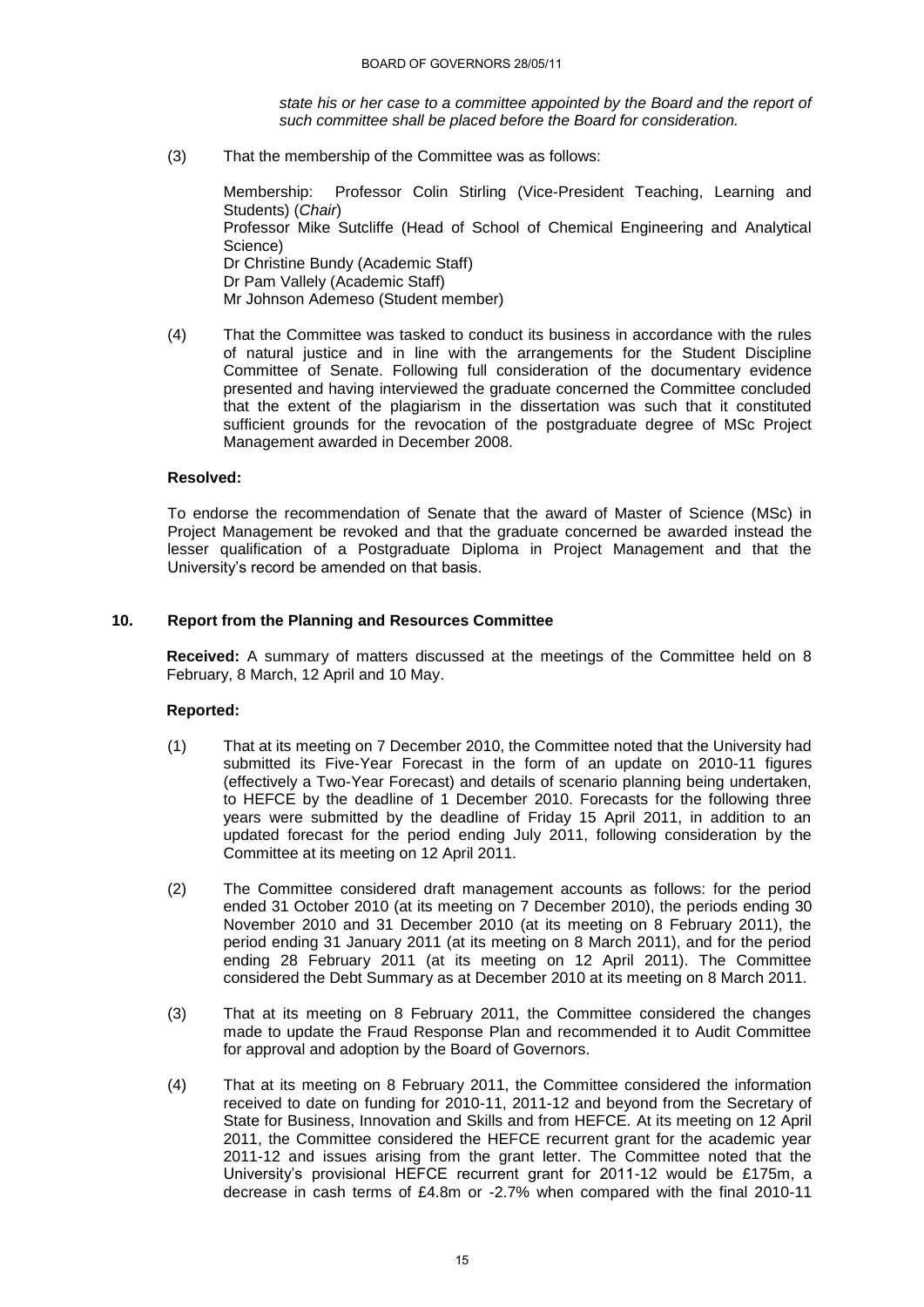*state his or her case to a committee appointed by the Board and the report of such committee shall be placed before the Board for consideration.*

(3) That the membership of the Committee was as follows:

Membership: Professor Colin Stirling (Vice-President Teaching, Learning and Students) (*Chair*)
Professor Mike Sutcliffe (Head of School of Chemical Engineering and Analytical Science)
Dr Christine Bundy (Academic Staff)
Dr Pam Vallely (Academic Staff)
Mr Johnson Ademeso (Student member)

(4) That the Committee was tasked to conduct its business in accordance with the rules of natural justice and in line with the arrangements for the Student Discipline Committee of Senate. Following full consideration of the documentary evidence presented and having interviewed the graduate concerned the Committee concluded that the extent of the plagiarism in the dissertation was such that it constituted sufficient grounds for the revocation of the postgraduate degree of MSc Project Management awarded in December 2008.

**Resolved:**

To endorse the recommendation of Senate that the award of Master of Science (MSc) in Project Management be revoked and that the graduate concerned be awarded instead the lesser qualification of a Postgraduate Diploma in Project Management and that the University's record be amended on that basis.

## 10. Report from the Planning and Resources Committee

**Received:** A summary of matters discussed at the meetings of the Committee held on 8 February, 8 March, 12 April and 10 May.

**Reported:**

(1) That at its meeting on 7 December 2010, the Committee noted that the University had submitted its Five-Year Forecast in the form of an update on 2010-11 figures (effectively a Two-Year Forecast) and details of scenario planning being undertaken, to HEFCE by the deadline of 1 December 2010. Forecasts for the following three years were submitted by the deadline of Friday 15 April 2011, in addition to an updated forecast for the period ending July 2011, following consideration by the Committee at its meeting on 12 April 2011.

(2) The Committee considered draft management accounts as follows: for the period ended 31 October 2010 (at its meeting on 7 December 2010), the periods ending 30 November 2010 and 31 December 2010 (at its meeting on 8 February 2011), the period ending 31 January 2011 (at its meeting on 8 March 2011), and for the period ending 28 February 2011 (at its meeting on 12 April 2011). The Committee considered the Debt Summary as at December 2010 at its meeting on 8 March 2011.

(3) That at its meeting on 8 February 2011, the Committee considered the changes made to update the Fraud Response Plan and recommended it to Audit Committee for approval and adoption by the Board of Governors.

(4) That at its meeting on 8 February 2011, the Committee considered the information received to date on funding for 2010-11, 2011-12 and beyond from the Secretary of State for Business, Innovation and Skills and from HEFCE. At its meeting on 12 April 2011, the Committee considered the HEFCE recurrent grant for the academic year 2011-12 and issues arising from the grant letter. The Committee noted that the University's provisional HEFCE recurrent grant for 2011-12 would be £175m, a decrease in cash terms of £4.8m or -2.7% when compared with the final 2010-11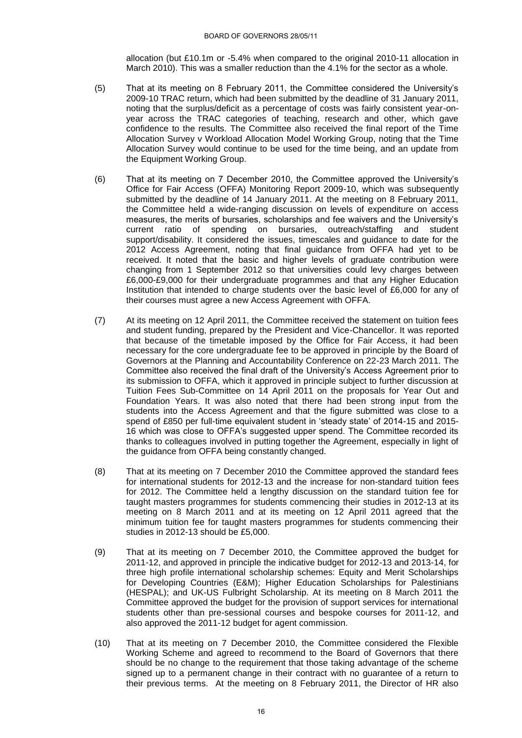allocation (but £10.1m or -5.4% when compared to the original 2010-11 allocation in March 2010). This was a smaller reduction than the 4.1% for the sector as a whole.

(5) That at its meeting on 8 February 2011, the Committee considered the University's 2009-10 TRAC return, which had been submitted by the deadline of 31 January 2011, noting that the surplus/deficit as a percentage of costs was fairly consistent year-on-year across the TRAC categories of teaching, research and other, which gave confidence to the results. The Committee also received the final report of the Time Allocation Survey v Workload Allocation Model Working Group, noting that the Time Allocation Survey would continue to be used for the time being, and an update from the Equipment Working Group.

(6) That at its meeting on 7 December 2010, the Committee approved the University's Office for Fair Access (OFFA) Monitoring Report 2009-10, which was subsequently submitted by the deadline of 14 January 2011. At the meeting on 8 February 2011, the Committee held a wide-ranging discussion on levels of expenditure on access measures, the merits of bursaries, scholarships and fee waivers and the University's current ratio of spending on bursaries, outreach/staffing and student support/disability. It considered the issues, timescales and guidance to date for the 2012 Access Agreement, noting that final guidance from OFFA had yet to be received. It noted that the basic and higher levels of graduate contribution were changing from 1 September 2012 so that universities could levy charges between £6,000-£9,000 for their undergraduate programmes and that any Higher Education Institution that intended to charge students over the basic level of £6,000 for any of their courses must agree a new Access Agreement with OFFA.

(7) At its meeting on 12 April 2011, the Committee received the statement on tuition fees and student funding, prepared by the President and Vice-Chancellor. It was reported that because of the timetable imposed by the Office for Fair Access, it had been necessary for the core undergraduate fee to be approved in principle by the Board of Governors at the Planning and Accountability Conference on 22-23 March 2011. The Committee also received the final draft of the University's Access Agreement prior to its submission to OFFA, which it approved in principle subject to further discussion at Tuition Fees Sub-Committee on 14 April 2011 on the proposals for Year Out and Foundation Years. It was also noted that there had been strong input from the students into the Access Agreement and that the figure submitted was close to a spend of £850 per full-time equivalent student in 'steady state' of 2014-15 and 2015-16 which was close to OFFA's suggested upper spend. The Committee recorded its thanks to colleagues involved in putting together the Agreement, especially in light of the guidance from OFFA being constantly changed.

(8) That at its meeting on 7 December 2010 the Committee approved the standard fees for international students for 2012-13 and the increase for non-standard tuition fees for 2012. The Committee held a lengthy discussion on the standard tuition fee for taught masters programmes for students commencing their studies in 2012-13 at its meeting on 8 March 2011 and at its meeting on 12 April 2011 agreed that the minimum tuition fee for taught masters programmes for students commencing their studies in 2012-13 should be £5,000.

(9) That at its meeting on 7 December 2010, the Committee approved the budget for 2011-12, and approved in principle the indicative budget for 2012-13 and 2013-14, for three high profile international scholarship schemes: Equity and Merit Scholarships for Developing Countries (E&M); Higher Education Scholarships for Palestinians (HESPAL); and UK-US Fulbright Scholarship. At its meeting on 8 March 2011 the Committee approved the budget for the provision of support services for international students other than pre-sessional courses and bespoke courses for 2011-12, and also approved the 2011-12 budget for agent commission.

(10) That at its meeting on 7 December 2010, the Committee considered the Flexible Working Scheme and agreed to recommend to the Board of Governors that there should be no change to the requirement that those taking advantage of the scheme signed up to a permanent change in their contract with no guarantee of a return to their previous terms. At the meeting on 8 February 2011, the Director of HR also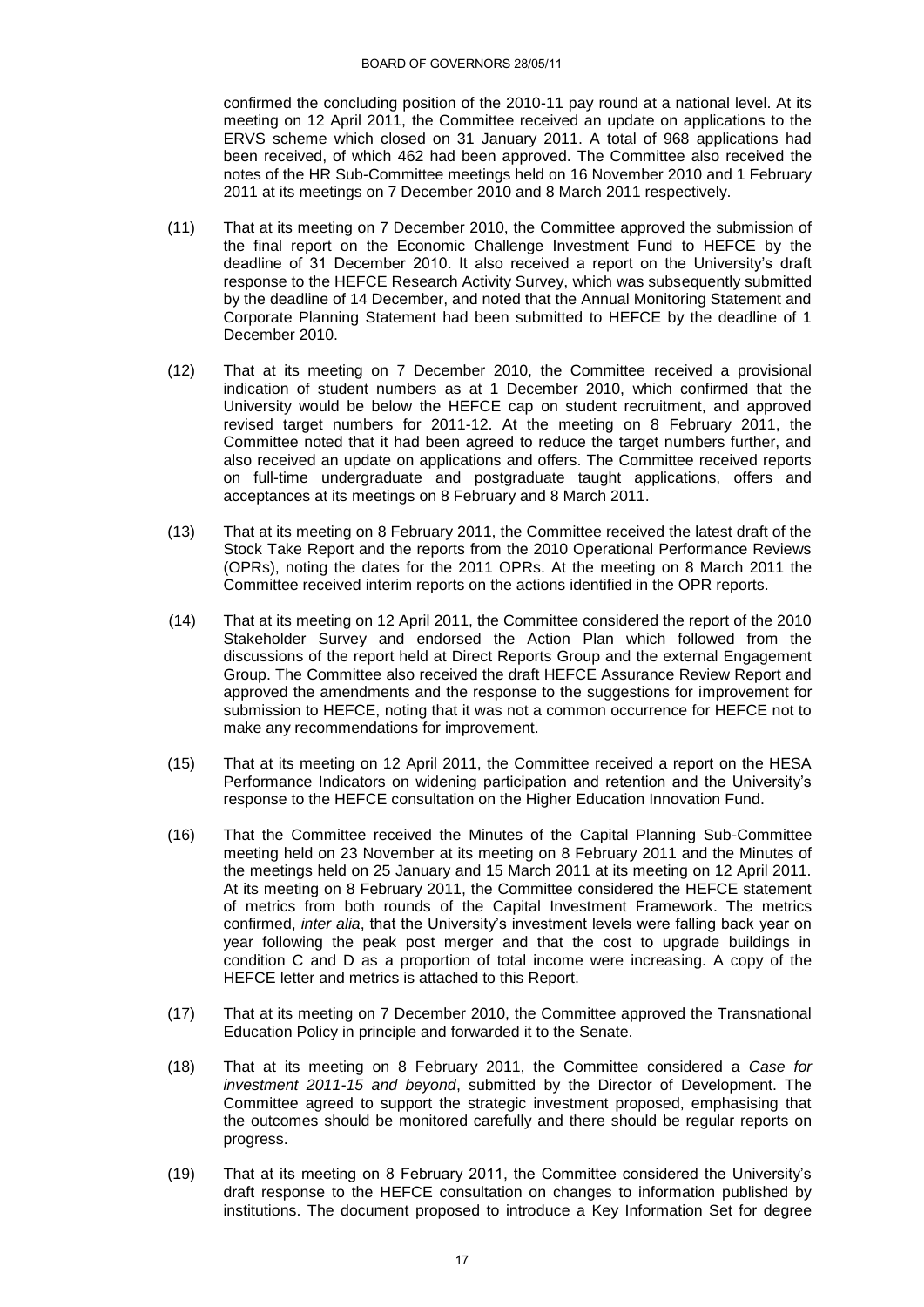confirmed the concluding position of the 2010-11 pay round at a national level. At its meeting on 12 April 2011, the Committee received an update on applications to the ERVS scheme which closed on 31 January 2011. A total of 968 applications had been received, of which 462 had been approved. The Committee also received the notes of the HR Sub-Committee meetings held on 16 November 2010 and 1 February 2011 at its meetings on 7 December 2010 and 8 March 2011 respectively.

(11) That at its meeting on 7 December 2010, the Committee approved the submission of the final report on the Economic Challenge Investment Fund to HEFCE by the deadline of 31 December 2010. It also received a report on the University's draft response to the HEFCE Research Activity Survey, which was subsequently submitted by the deadline of 14 December, and noted that the Annual Monitoring Statement and Corporate Planning Statement had been submitted to HEFCE by the deadline of 1 December 2010.

(12) That at its meeting on 7 December 2010, the Committee received a provisional indication of student numbers as at 1 December 2010, which confirmed that the University would be below the HEFCE cap on student recruitment, and approved revised target numbers for 2011-12. At the meeting on 8 February 2011, the Committee noted that it had been agreed to reduce the target numbers further, and also received an update on applications and offers. The Committee received reports on full-time undergraduate and postgraduate taught applications, offers and acceptances at its meetings on 8 February and 8 March 2011.

(13) That at its meeting on 8 February 2011, the Committee received the latest draft of the Stock Take Report and the reports from the 2010 Operational Performance Reviews (OPRs), noting the dates for the 2011 OPRs. At the meeting on 8 March 2011 the Committee received interim reports on the actions identified in the OPR reports.

(14) That at its meeting on 12 April 2011, the Committee considered the report of the 2010 Stakeholder Survey and endorsed the Action Plan which followed from the discussions of the report held at Direct Reports Group and the external Engagement Group. The Committee also received the draft HEFCE Assurance Review Report and approved the amendments and the response to the suggestions for improvement for submission to HEFCE, noting that it was not a common occurrence for HEFCE not to make any recommendations for improvement.

(15) That at its meeting on 12 April 2011, the Committee received a report on the HESA Performance Indicators on widening participation and retention and the University's response to the HEFCE consultation on the Higher Education Innovation Fund.

(16) That the Committee received the Minutes of the Capital Planning Sub-Committee meeting held on 23 November at its meeting on 8 February 2011 and the Minutes of the meetings held on 25 January and 15 March 2011 at its meeting on 12 April 2011. At its meeting on 8 February 2011, the Committee considered the HEFCE statement of metrics from both rounds of the Capital Investment Framework. The metrics confirmed, *inter alia*, that the University's investment levels were falling back year on year following the peak post merger and that the cost to upgrade buildings in condition C and D as a proportion of total income were increasing. A copy of the HEFCE letter and metrics is attached to this Report.

(17) That at its meeting on 7 December 2010, the Committee approved the Transnational Education Policy in principle and forwarded it to the Senate.

(18) That at its meeting on 8 February 2011, the Committee considered a *Case for investment 2011-15 and beyond*, submitted by the Director of Development. The Committee agreed to support the strategic investment proposed, emphasising that the outcomes should be monitored carefully and there should be regular reports on progress.

(19) That at its meeting on 8 February 2011, the Committee considered the University's draft response to the HEFCE consultation on changes to information published by institutions. The document proposed to introduce a Key Information Set for degree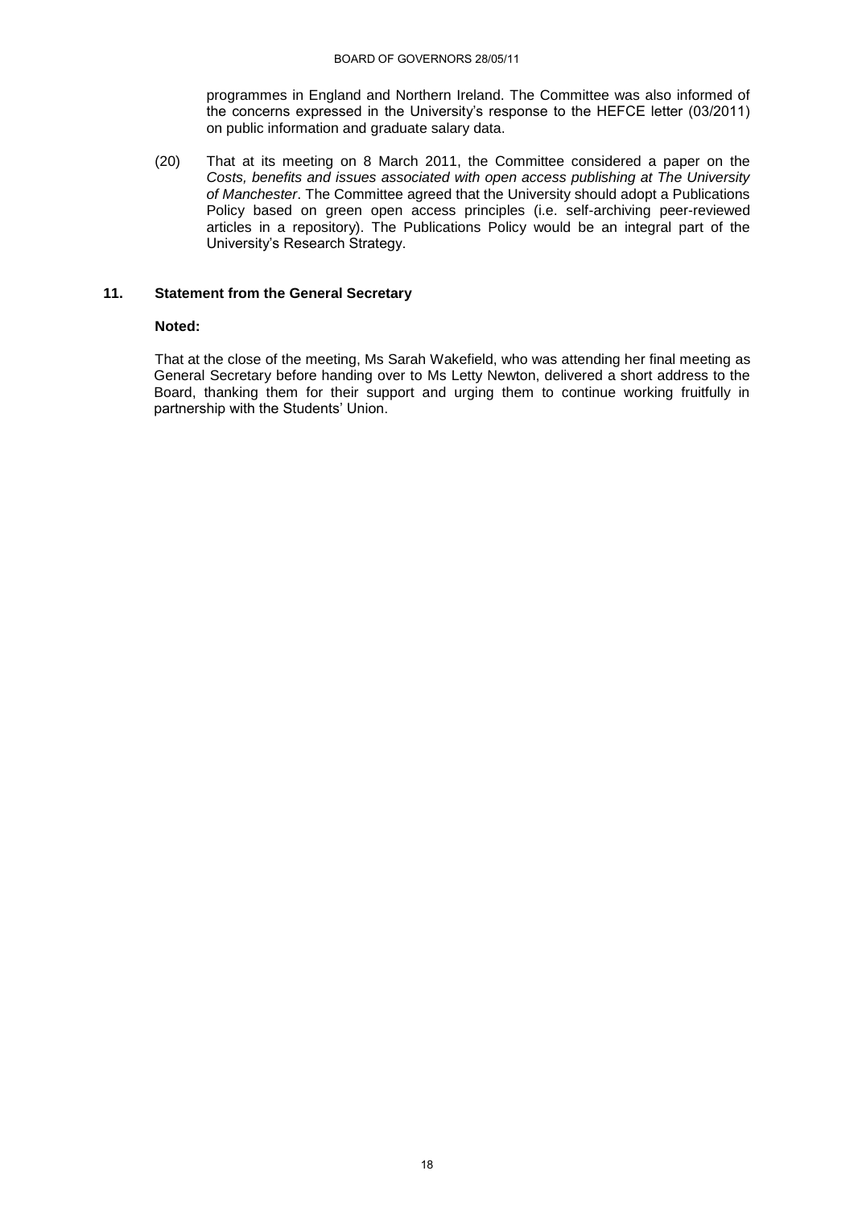programmes in England and Northern Ireland. The Committee was also informed of the concerns expressed in the University's response to the HEFCE letter (03/2011) on public information and graduate salary data.

(20) That at its meeting on 8 March 2011, the Committee considered a paper on the *Costs, benefits and issues associated with open access publishing at The University of Manchester*. The Committee agreed that the University should adopt a Publications Policy based on green open access principles (i.e. self-archiving peer-reviewed articles in a repository). The Publications Policy would be an integral part of the University's Research Strategy.

## 11. Statement from the General Secretary

**Noted:**

That at the close of the meeting, Ms Sarah Wakefield, who was attending her final meeting as General Secretary before handing over to Ms Letty Newton, delivered a short address to the Board, thanking them for their support and urging them to continue working fruitfully in partnership with the Students' Union.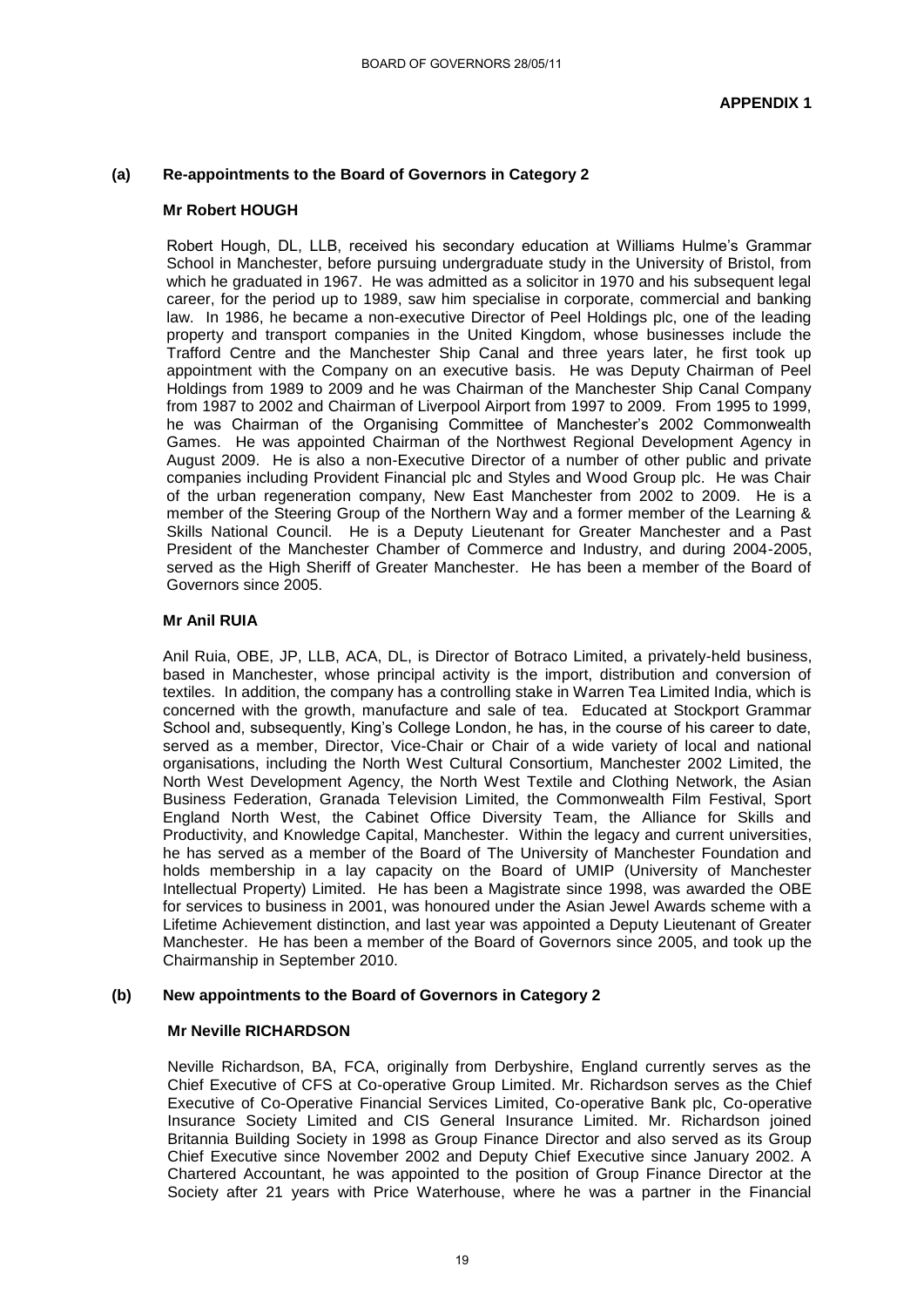**APPENDIX 1**

## (a) Re-appointments to the Board of Governors in Category 2

### Mr Robert HOUGH

Robert Hough, DL, LLB, received his secondary education at Williams Hulme's Grammar School in Manchester, before pursuing undergraduate study in the University of Bristol, from which he graduated in 1967. He was admitted as a solicitor in 1970 and his subsequent legal career, for the period up to 1989, saw him specialise in corporate, commercial and banking law. In 1986, he became a non-executive Director of Peel Holdings plc, one of the leading property and transport companies in the United Kingdom, whose businesses include the Trafford Centre and the Manchester Ship Canal and three years later, he first took up appointment with the Company on an executive basis. He was Deputy Chairman of Peel Holdings from 1989 to 2009 and he was Chairman of the Manchester Ship Canal Company from 1987 to 2002 and Chairman of Liverpool Airport from 1997 to 2009. From 1995 to 1999, he was Chairman of the Organising Committee of Manchester's 2002 Commonwealth Games. He was appointed Chairman of the Northwest Regional Development Agency in August 2009. He is also a non-Executive Director of a number of other public and private companies including Provident Financial plc and Styles and Wood Group plc. He was Chair of the urban regeneration company, New East Manchester from 2002 to 2009. He is a member of the Steering Group of the Northern Way and a former member of the Learning & Skills National Council. He is a Deputy Lieutenant for Greater Manchester and a Past President of the Manchester Chamber of Commerce and Industry, and during 2004-2005, served as the High Sheriff of Greater Manchester. He has been a member of the Board of Governors since 2005.

### Mr Anil RUIA

Anil Ruia, OBE, JP, LLB, ACA, DL, is Director of Botraco Limited, a privately-held business, based in Manchester, whose principal activity is the import, distribution and conversion of textiles. In addition, the company has a controlling stake in Warren Tea Limited India, which is concerned with the growth, manufacture and sale of tea. Educated at Stockport Grammar School and, subsequently, King's College London, he has, in the course of his career to date, served as a member, Director, Vice-Chair or Chair of a wide variety of local and national organisations, including the North West Cultural Consortium, Manchester 2002 Limited, the North West Development Agency, the North West Textile and Clothing Network, the Asian Business Federation, Granada Television Limited, the Commonwealth Film Festival, Sport England North West, the Cabinet Office Diversity Team, the Alliance for Skills and Productivity, and Knowledge Capital, Manchester. Within the legacy and current universities, he has served as a member of the Board of The University of Manchester Foundation and holds membership in a lay capacity on the Board of UMIP (University of Manchester Intellectual Property) Limited. He has been a Magistrate since 1998, was awarded the OBE for services to business in 2001, was honoured under the Asian Jewel Awards scheme with a Lifetime Achievement distinction, and last year was appointed a Deputy Lieutenant of Greater Manchester. He has been a member of the Board of Governors since 2005, and took up the Chairmanship in September 2010.

## (b) New appointments to the Board of Governors in Category 2

### Mr Neville RICHARDSON

Neville Richardson, BA, FCA, originally from Derbyshire, England currently serves as the Chief Executive of CFS at Co-operative Group Limited. Mr. Richardson serves as the Chief Executive of Co-Operative Financial Services Limited, Co-operative Bank plc, Co-operative Insurance Society Limited and CIS General Insurance Limited. Mr. Richardson joined Britannia Building Society in 1998 as Group Finance Director and also served as its Group Chief Executive since November 2002 and Deputy Chief Executive since January 2002. A Chartered Accountant, he was appointed to the position of Group Finance Director at the Society after 21 years with Price Waterhouse, where he was a partner in the Financial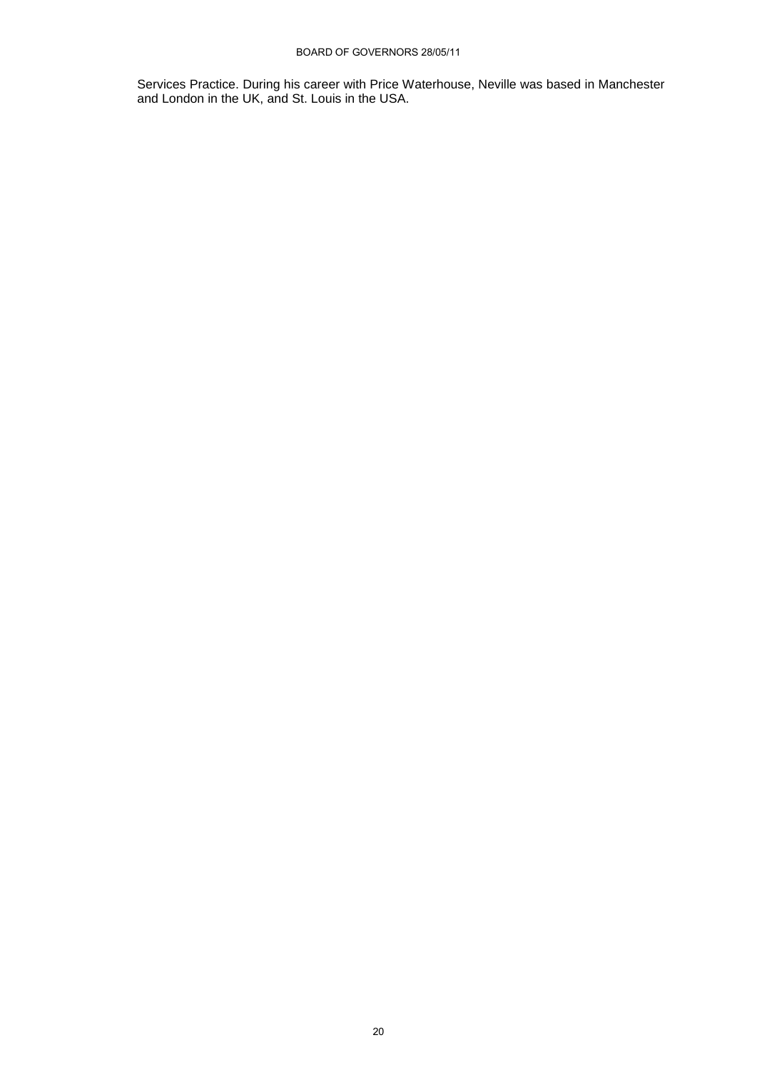Services Practice. During his career with Price Waterhouse, Neville was based in Manchester and London in the UK, and St. Louis in the USA.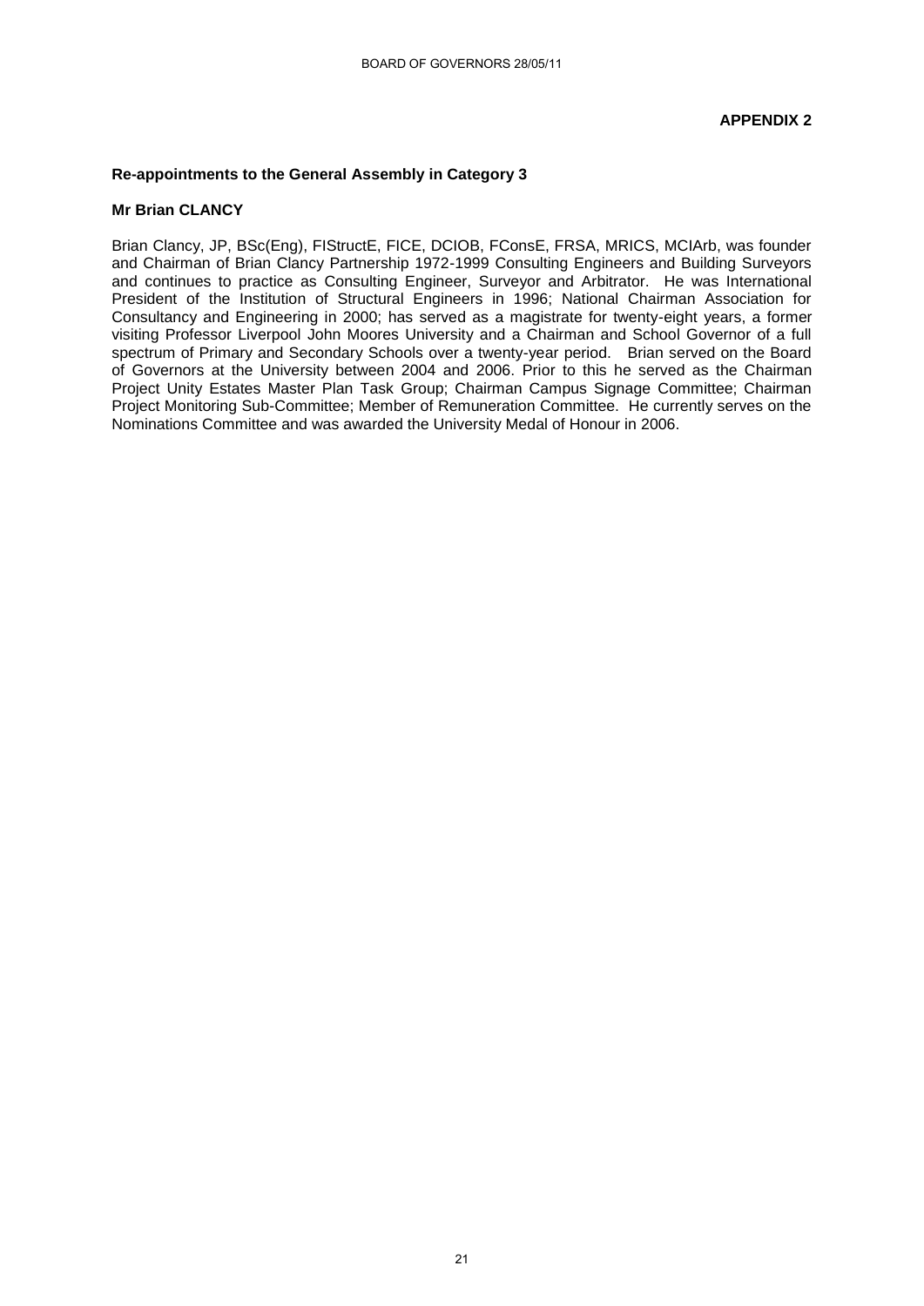**APPENDIX 2**

**Re-appointments to the General Assembly in Category 3**

**Mr Brian CLANCY**

Brian Clancy, JP, BSc(Eng), FIStructE, FICE, DCIOB, FConsE, FRSA, MRICS, MCIArb, was founder and Chairman of Brian Clancy Partnership 1972-1999 Consulting Engineers and Building Surveyors and continues to practice as Consulting Engineer, Surveyor and Arbitrator. He was International President of the Institution of Structural Engineers in 1996; National Chairman Association for Consultancy and Engineering in 2000; has served as a magistrate for twenty-eight years, a former visiting Professor Liverpool John Moores University and a Chairman and School Governor of a full spectrum of Primary and Secondary Schools over a twenty-year period. Brian served on the Board of Governors at the University between 2004 and 2006. Prior to this he served as the Chairman Project Unity Estates Master Plan Task Group; Chairman Campus Signage Committee; Chairman Project Monitoring Sub-Committee; Member of Remuneration Committee. He currently serves on the Nominations Committee and was awarded the University Medal of Honour in 2006.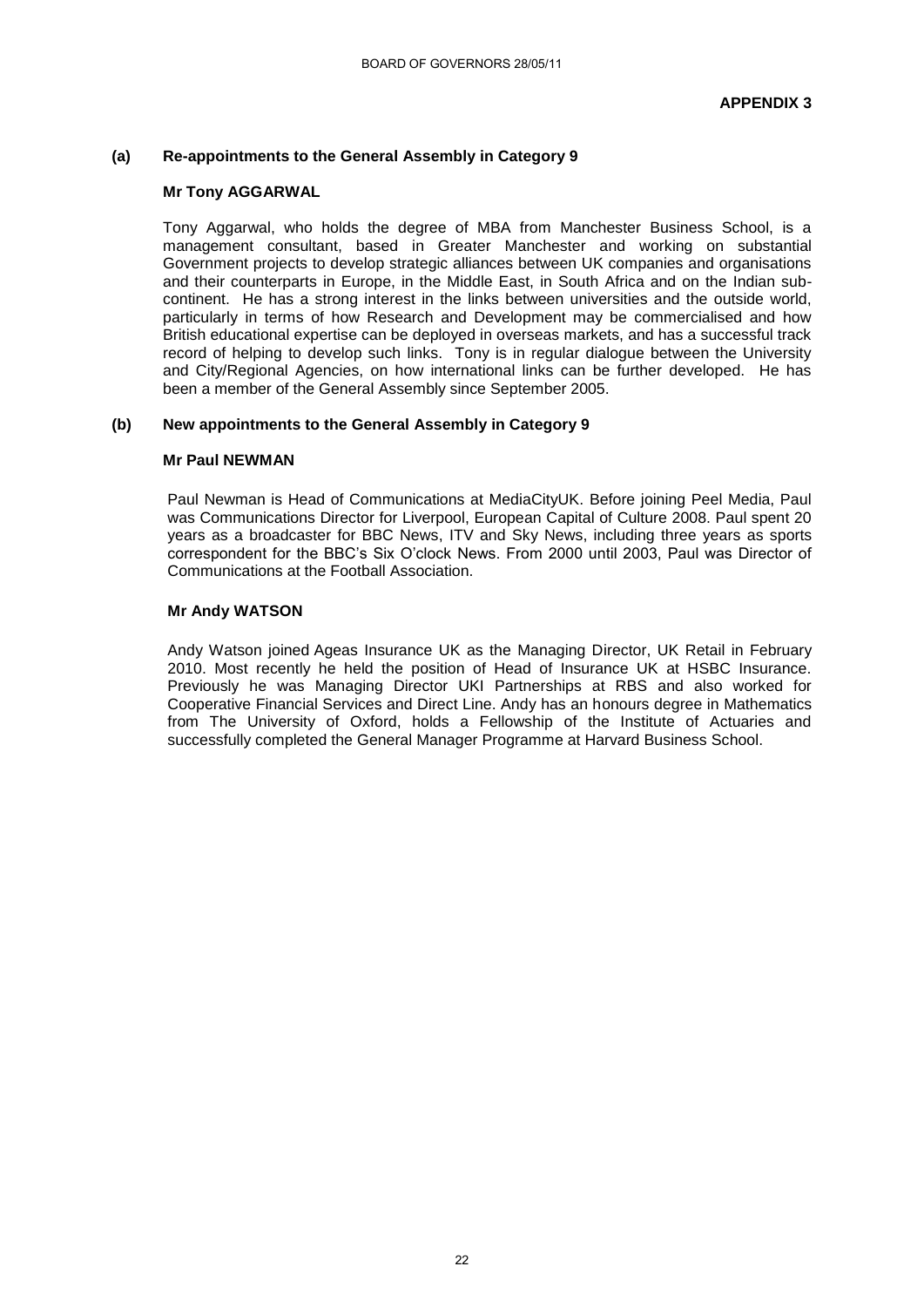## APPENDIX 3

### (a) Re-appointments to the General Assembly in Category 9

**Mr Tony AGGARWAL**

Tony Aggarwal, who holds the degree of MBA from Manchester Business School, is a management consultant, based in Greater Manchester and working on substantial Government projects to develop strategic alliances between UK companies and organisations and their counterparts in Europe, in the Middle East, in South Africa and on the Indian sub-continent. He has a strong interest in the links between universities and the outside world, particularly in terms of how Research and Development may be commercialised and how British educational expertise can be deployed in overseas markets, and has a successful track record of helping to develop such links. Tony is in regular dialogue between the University and City/Regional Agencies, on how international links can be further developed. He has been a member of the General Assembly since September 2005.

### (b) New appointments to the General Assembly in Category 9

**Mr Paul NEWMAN**

Paul Newman is Head of Communications at MediaCityUK. Before joining Peel Media, Paul was Communications Director for Liverpool, European Capital of Culture 2008. Paul spent 20 years as a broadcaster for BBC News, ITV and Sky News, including three years as sports correspondent for the BBC's Six O'clock News. From 2000 until 2003, Paul was Director of Communications at the Football Association.

**Mr Andy WATSON**

Andy Watson joined Ageas Insurance UK as the Managing Director, UK Retail in February 2010. Most recently he held the position of Head of Insurance UK at HSBC Insurance. Previously he was Managing Director UKI Partnerships at RBS and also worked for Cooperative Financial Services and Direct Line. Andy has an honours degree in Mathematics from The University of Oxford, holds a Fellowship of the Institute of Actuaries and successfully completed the General Manager Programme at Harvard Business School.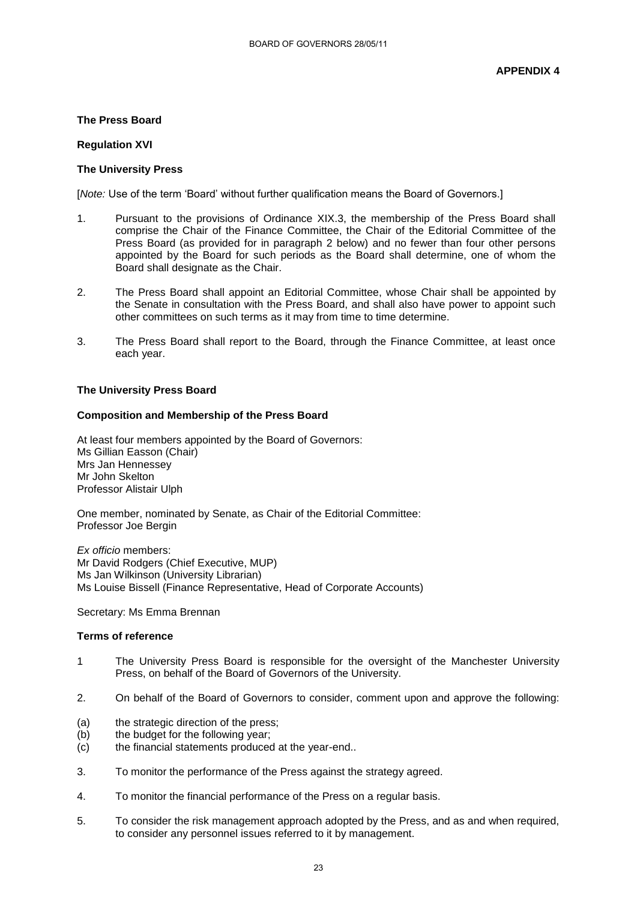**APPENDIX 4**

**The Press Board**

**Regulation XVI**

**The University Press**

[*Note:* Use of the term 'Board' without further qualification means the Board of Governors.]

1. Pursuant to the provisions of Ordinance XIX.3, the membership of the Press Board shall comprise the Chair of the Finance Committee, the Chair of the Editorial Committee of the Press Board (as provided for in paragraph 2 below) and no fewer than four other persons appointed by the Board for such periods as the Board shall determine, one of whom the Board shall designate as the Chair.

2. The Press Board shall appoint an Editorial Committee, whose Chair shall be appointed by the Senate in consultation with the Press Board, and shall also have power to appoint such other committees on such terms as it may from time to time determine.

3. The Press Board shall report to the Board, through the Finance Committee, at least once each year.

**The University Press Board**

**Composition and Membership of the Press Board**

At least four members appointed by the Board of Governors:
Ms Gillian Easson (Chair)
Mrs Jan Hennessey
Mr John Skelton
Professor Alistair Ulph

One member, nominated by Senate, as Chair of the Editorial Committee:
Professor Joe Bergin

*Ex officio* members:
Mr David Rodgers (Chief Executive, MUP)
Ms Jan Wilkinson (University Librarian)
Ms Louise Bissell (Finance Representative, Head of Corporate Accounts)

Secretary: Ms Emma Brennan

**Terms of reference**

1 The University Press Board is responsible for the oversight of the Manchester University Press, on behalf of the Board of Governors of the University.

2. On behalf of the Board of Governors to consider, comment upon and approve the following:

(a) the strategic direction of the press;
(b) the budget for the following year;
(c) the financial statements produced at the year-end..

3. To monitor the performance of the Press against the strategy agreed.

4. To monitor the financial performance of the Press on a regular basis.

5. To consider the risk management approach adopted by the Press, and as and when required, to consider any personnel issues referred to it by management.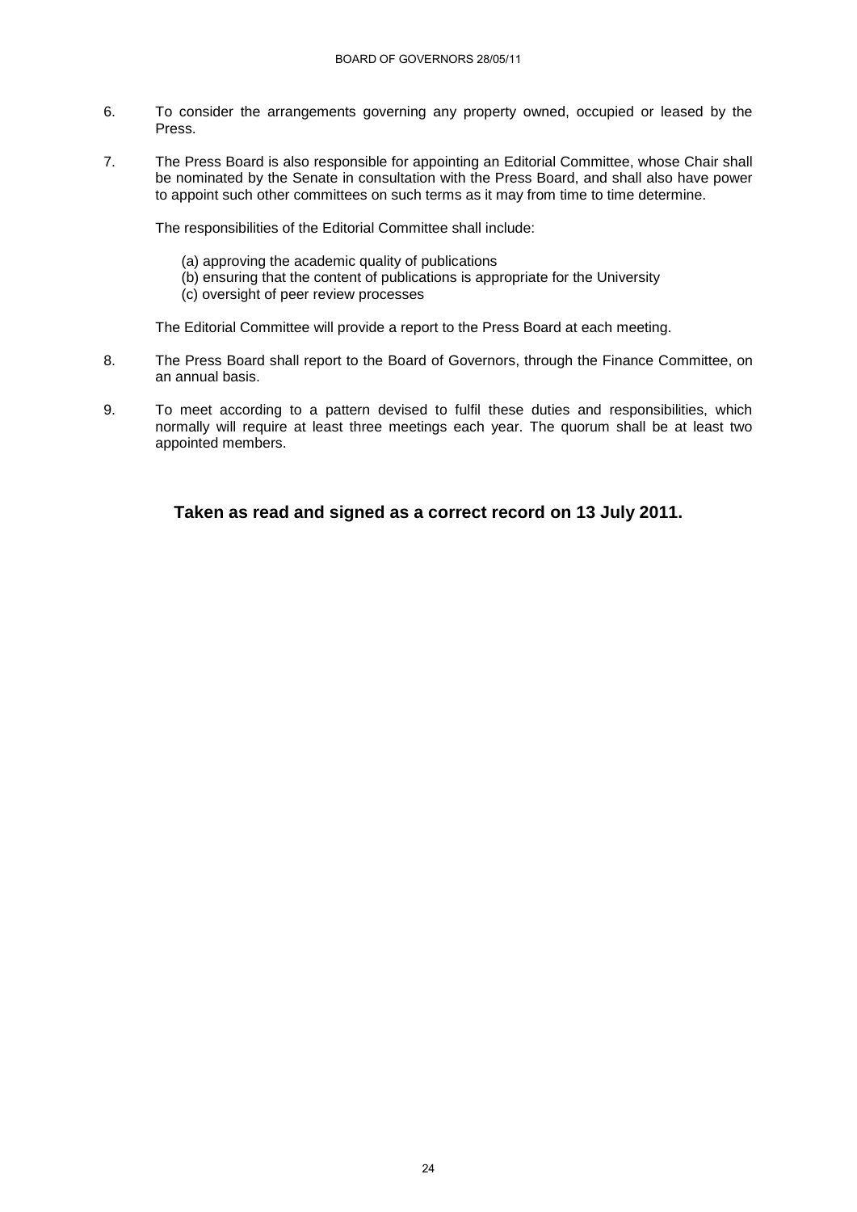6. To consider the arrangements governing any property owned, occupied or leased by the Press.

7. The Press Board is also responsible for appointing an Editorial Committee, whose Chair shall be nominated by the Senate in consultation with the Press Board, and shall also have power to appoint such other committees on such terms as it may from time to time determine.

   The responsibilities of the Editorial Committee shall include:

   (a) approving the academic quality of publications
   (b) ensuring that the content of publications is appropriate for the University
   (c) oversight of peer review processes

   The Editorial Committee will provide a report to the Press Board at each meeting.

8. The Press Board shall report to the Board of Governors, through the Finance Committee, on an annual basis.

9. To meet according to a pattern devised to fulfil these duties and responsibilities, which normally will require at least three meetings each year. The quorum shall be at least two appointed members.

**Taken as read and signed as a correct record on 13 July 2011.**